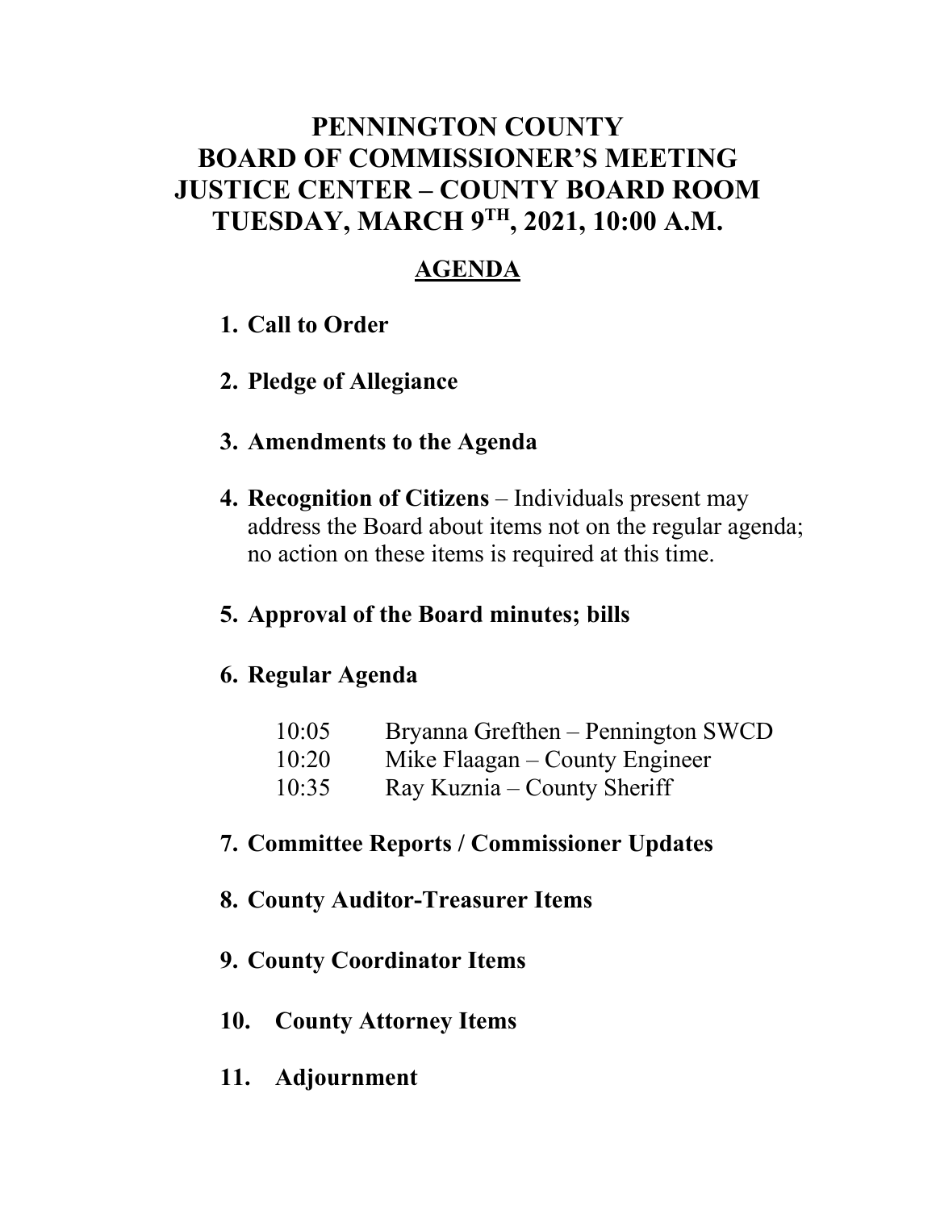# PENNINGTON COUNTY
# BOARD OF COMMISSIONER'S MEETING
# JUSTICE CENTER – COUNTY BOARD ROOM
# TUESDAY, MARCH 9TH, 2021, 10:00 A.M.

## AGENDA

1. **Call to Order**

2. **Pledge of Allegiance**

3. **Amendments to the Agenda**

4. **Recognition of Citizens** – Individuals present may address the Board about items not on the regular agenda; no action on these items is required at this time.

5. **Approval of the Board minutes; bills**

6. **Regular Agenda**

   10:05 Bryanna Grefthen – Pennington SWCD
   10:20 Mike Flaagan – County Engineer
   10:35 Ray Kuznia – County Sheriff

7. **Committee Reports / Commissioner Updates**

8. **County Auditor-Treasurer Items**

9. **County Coordinator Items**

10. **County Attorney Items**

11. **Adjournment**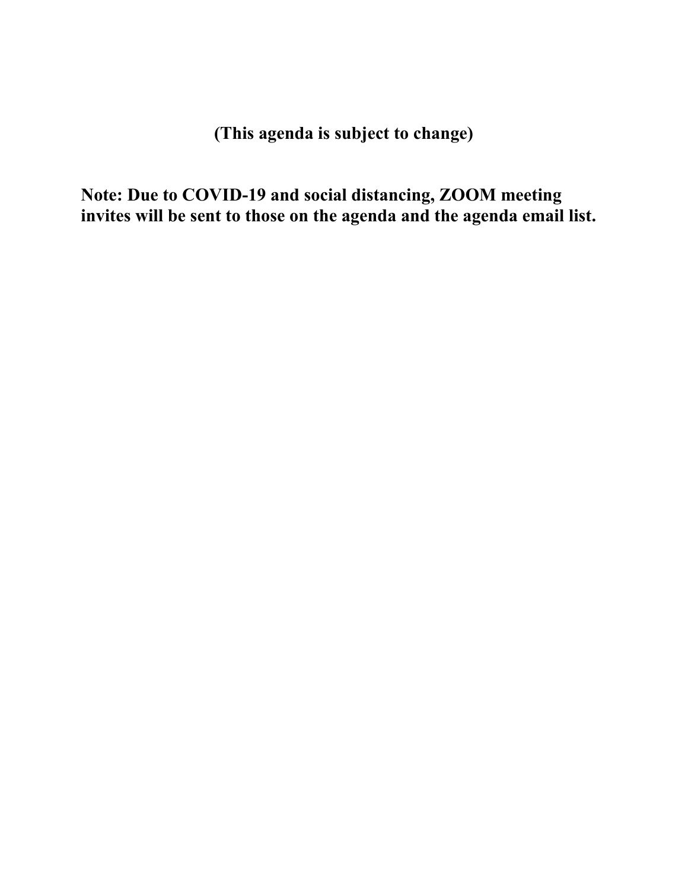**(This agenda is subject to change)**

**Note: Due to COVID-19 and social distancing, ZOOM meeting invites will be sent to those on the agenda and the agenda email list.**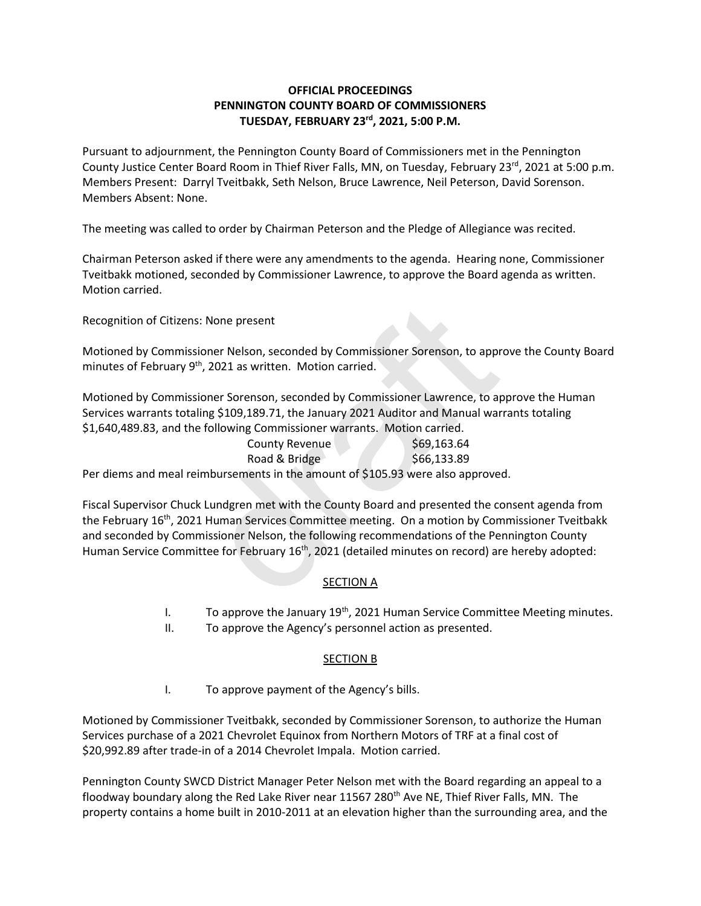**OFFICIAL PROCEEDINGS**
**PENNINGTON COUNTY BOARD OF COMMISSIONERS**
**TUESDAY, FEBRUARY 23rd, 2021, 5:00 P.M.**

Pursuant to adjournment, the Pennington County Board of Commissioners met in the Pennington County Justice Center Board Room in Thief River Falls, MN, on Tuesday, February 23rd, 2021 at 5:00 p.m. Members Present: Darryl Tveitbakk, Seth Nelson, Bruce Lawrence, Neil Peterson, David Sorenson. Members Absent: None.

The meeting was called to order by Chairman Peterson and the Pledge of Allegiance was recited.

Chairman Peterson asked if there were any amendments to the agenda. Hearing none, Commissioner Tveitbakk motioned, seconded by Commissioner Lawrence, to approve the Board agenda as written. Motion carried.

Recognition of Citizens: None present

Motioned by Commissioner Nelson, seconded by Commissioner Sorenson, to approve the County Board minutes of February 9th, 2021 as written. Motion carried.

Motioned by Commissioner Sorenson, seconded by Commissioner Lawrence, to approve the Human Services warrants totaling $109,189.71, the January 2021 Auditor and Manual warrants totaling $1,640,489.83, and the following Commissioner warrants. Motion carried.

| | |
|---|---|
| County Revenue | $69,163.64 |
| Road & Bridge | $66,133.89 |

Per diems and meal reimbursements in the amount of $105.93 were also approved.

Fiscal Supervisor Chuck Lundgren met with the County Board and presented the consent agenda from the February 16th, 2021 Human Services Committee meeting. On a motion by Commissioner Tveitbakk and seconded by Commissioner Nelson, the following recommendations of the Pennington County Human Service Committee for February 16th, 2021 (detailed minutes on record) are hereby adopted:

SECTION A

I. To approve the January 19th, 2021 Human Service Committee Meeting minutes.
II. To approve the Agency's personnel action as presented.

SECTION B

I. To approve payment of the Agency's bills.

Motioned by Commissioner Tveitbakk, seconded by Commissioner Sorenson, to authorize the Human Services purchase of a 2021 Chevrolet Equinox from Northern Motors of TRF at a final cost of $20,992.89 after trade-in of a 2014 Chevrolet Impala. Motion carried.

Pennington County SWCD District Manager Peter Nelson met with the Board regarding an appeal to a floodway boundary along the Red Lake River near 11567 280th Ave NE, Thief River Falls, MN. The property contains a home built in 2010-2011 at an elevation higher than the surrounding area, and the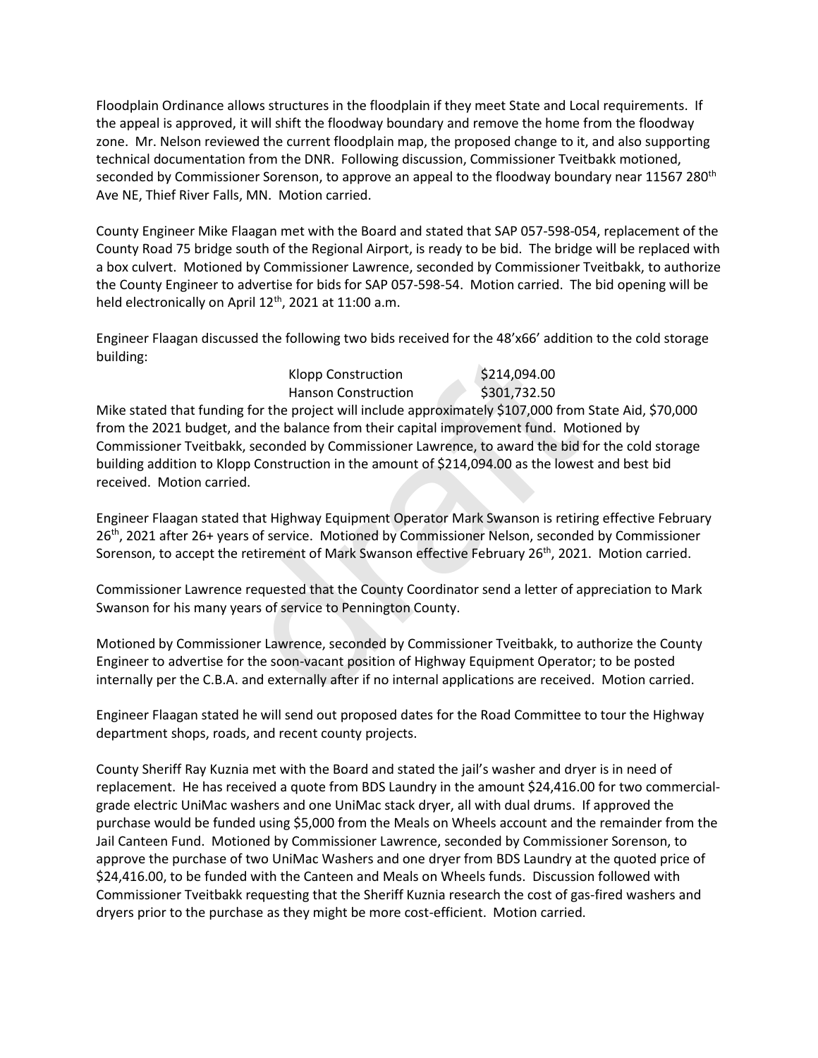Floodplain Ordinance allows structures in the floodplain if they meet State and Local requirements. If the appeal is approved, it will shift the floodway boundary and remove the home from the floodway zone. Mr. Nelson reviewed the current floodplain map, the proposed change to it, and also supporting technical documentation from the DNR. Following discussion, Commissioner Tveitbakk motioned, seconded by Commissioner Sorenson, to approve an appeal to the floodway boundary near 11567 280th Ave NE, Thief River Falls, MN. Motion carried.

County Engineer Mike Flaagan met with the Board and stated that SAP 057-598-054, replacement of the County Road 75 bridge south of the Regional Airport, is ready to be bid. The bridge will be replaced with a box culvert. Motioned by Commissioner Lawrence, seconded by Commissioner Tveitbakk, to authorize the County Engineer to advertise for bids for SAP 057-598-54. Motion carried. The bid opening will be held electronically on April 12th, 2021 at 11:00 a.m.

Engineer Flaagan discussed the following two bids received for the 48'x66' addition to the cold storage building:

| | |
|---|---|
| Klopp Construction | $214,094.00 |
| Hanson Construction | $301,732.50 |

Mike stated that funding for the project will include approximately $107,000 from State Aid, $70,000 from the 2021 budget, and the balance from their capital improvement fund. Motioned by Commissioner Tveitbakk, seconded by Commissioner Lawrence, to award the bid for the cold storage building addition to Klopp Construction in the amount of $214,094.00 as the lowest and best bid received. Motion carried.

Engineer Flaagan stated that Highway Equipment Operator Mark Swanson is retiring effective February 26th, 2021 after 26+ years of service. Motioned by Commissioner Nelson, seconded by Commissioner Sorenson, to accept the retirement of Mark Swanson effective February 26th, 2021. Motion carried.

Commissioner Lawrence requested that the County Coordinator send a letter of appreciation to Mark Swanson for his many years of service to Pennington County.

Motioned by Commissioner Lawrence, seconded by Commissioner Tveitbakk, to authorize the County Engineer to advertise for the soon-vacant position of Highway Equipment Operator; to be posted internally per the C.B.A. and externally after if no internal applications are received. Motion carried.

Engineer Flaagan stated he will send out proposed dates for the Road Committee to tour the Highway department shops, roads, and recent county projects.

County Sheriff Ray Kuznia met with the Board and stated the jail's washer and dryer is in need of replacement. He has received a quote from BDS Laundry in the amount $24,416.00 for two commercial-grade electric UniMac washers and one UniMac stack dryer, all with dual drums. If approved the purchase would be funded using $5,000 from the Meals on Wheels account and the remainder from the Jail Canteen Fund. Motioned by Commissioner Lawrence, seconded by Commissioner Sorenson, to approve the purchase of two UniMac Washers and one dryer from BDS Laundry at the quoted price of $24,416.00, to be funded with the Canteen and Meals on Wheels funds. Discussion followed with Commissioner Tveitbakk requesting that the Sheriff Kuznia research the cost of gas-fired washers and dryers prior to the purchase as they might be more cost-efficient. Motion carried.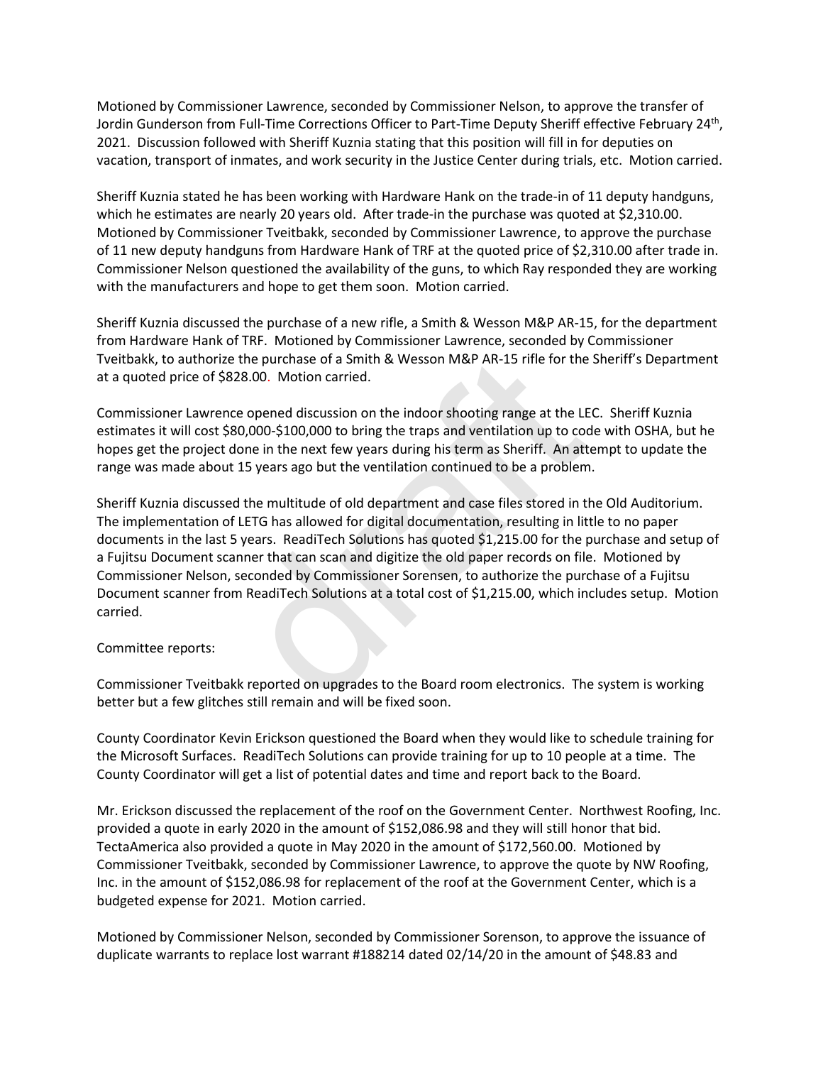Motioned by Commissioner Lawrence, seconded by Commissioner Nelson, to approve the transfer of Jordin Gunderson from Full-Time Corrections Officer to Part-Time Deputy Sheriff effective February 24th, 2021. Discussion followed with Sheriff Kuznia stating that this position will fill in for deputies on vacation, transport of inmates, and work security in the Justice Center during trials, etc. Motion carried.

Sheriff Kuznia stated he has been working with Hardware Hank on the trade-in of 11 deputy handguns, which he estimates are nearly 20 years old. After trade-in the purchase was quoted at $2,310.00. Motioned by Commissioner Tveitbakk, seconded by Commissioner Lawrence, to approve the purchase of 11 new deputy handguns from Hardware Hank of TRF at the quoted price of $2,310.00 after trade in. Commissioner Nelson questioned the availability of the guns, to which Ray responded they are working with the manufacturers and hope to get them soon. Motion carried.

Sheriff Kuznia discussed the purchase of a new rifle, a Smith & Wesson M&P AR-15, for the department from Hardware Hank of TRF. Motioned by Commissioner Lawrence, seconded by Commissioner Tveitbakk, to authorize the purchase of a Smith & Wesson M&P AR-15 rifle for the Sheriff's Department at a quoted price of $828.00. Motion carried.

Commissioner Lawrence opened discussion on the indoor shooting range at the LEC. Sheriff Kuznia estimates it will cost $80,000-$100,000 to bring the traps and ventilation up to code with OSHA, but he hopes get the project done in the next few years during his term as Sheriff. An attempt to update the range was made about 15 years ago but the ventilation continued to be a problem.

Sheriff Kuznia discussed the multitude of old department and case files stored in the Old Auditorium. The implementation of LETG has allowed for digital documentation, resulting in little to no paper documents in the last 5 years. ReadiTech Solutions has quoted $1,215.00 for the purchase and setup of a Fujitsu Document scanner that can scan and digitize the old paper records on file. Motioned by Commissioner Nelson, seconded by Commissioner Sorensen, to authorize the purchase of a Fujitsu Document scanner from ReadiTech Solutions at a total cost of $1,215.00, which includes setup. Motion carried.

Committee reports:

Commissioner Tveitbakk reported on upgrades to the Board room electronics. The system is working better but a few glitches still remain and will be fixed soon.

County Coordinator Kevin Erickson questioned the Board when they would like to schedule training for the Microsoft Surfaces. ReadiTech Solutions can provide training for up to 10 people at a time. The County Coordinator will get a list of potential dates and time and report back to the Board.

Mr. Erickson discussed the replacement of the roof on the Government Center. Northwest Roofing, Inc. provided a quote in early 2020 in the amount of $152,086.98 and they will still honor that bid. TectaAmerica also provided a quote in May 2020 in the amount of $172,560.00. Motioned by Commissioner Tveitbakk, seconded by Commissioner Lawrence, to approve the quote by NW Roofing, Inc. in the amount of $152,086.98 for replacement of the roof at the Government Center, which is a budgeted expense for 2021. Motion carried.

Motioned by Commissioner Nelson, seconded by Commissioner Sorenson, to approve the issuance of duplicate warrants to replace lost warrant #188214 dated 02/14/20 in the amount of $48.83 and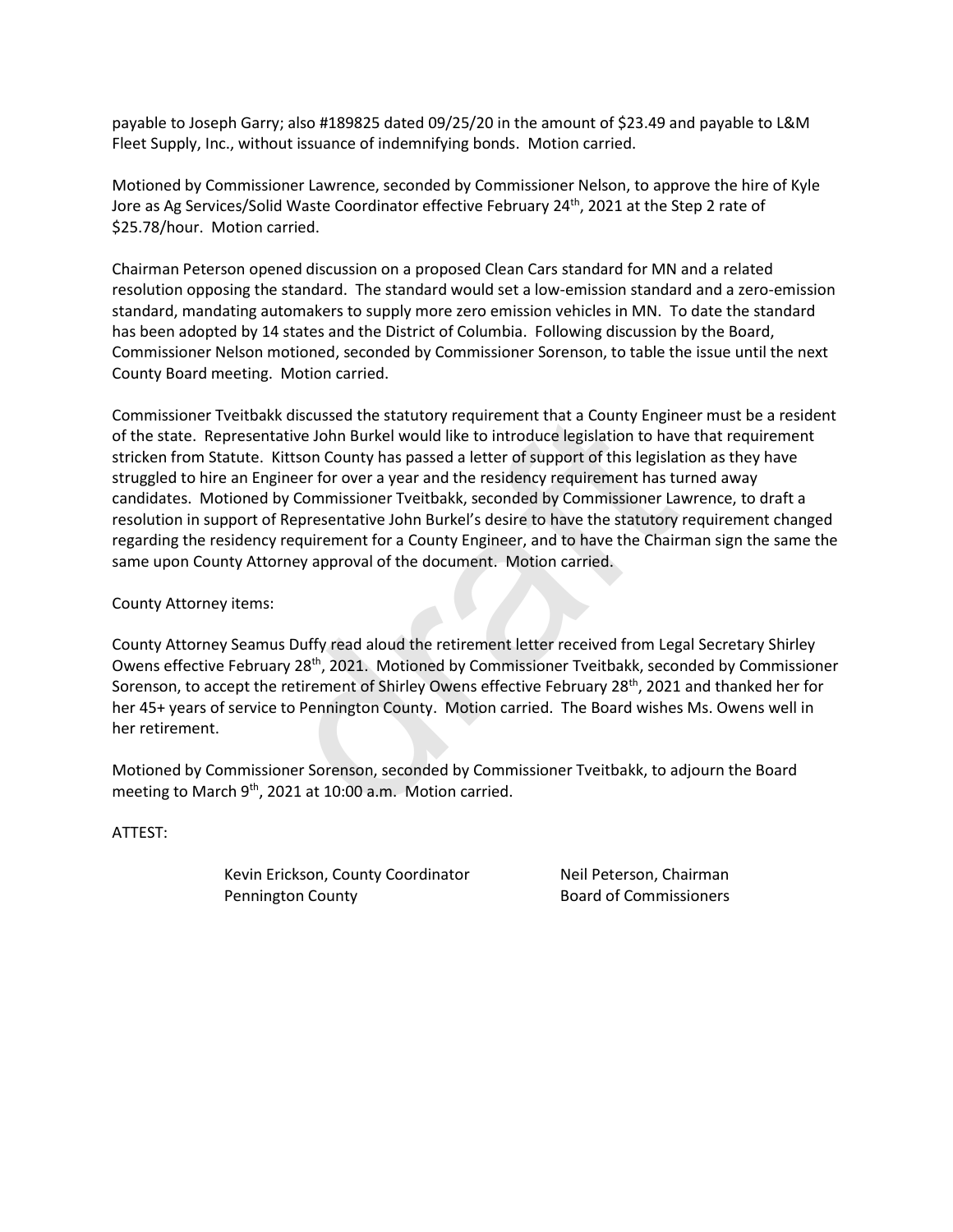payable to Joseph Garry; also #189825 dated 09/25/20 in the amount of $23.49 and payable to L&M Fleet Supply, Inc., without issuance of indemnifying bonds. Motion carried.

Motioned by Commissioner Lawrence, seconded by Commissioner Nelson, to approve the hire of Kyle Jore as Ag Services/Solid Waste Coordinator effective February 24th, 2021 at the Step 2 rate of $25.78/hour. Motion carried.

Chairman Peterson opened discussion on a proposed Clean Cars standard for MN and a related resolution opposing the standard. The standard would set a low-emission standard and a zero-emission standard, mandating automakers to supply more zero emission vehicles in MN. To date the standard has been adopted by 14 states and the District of Columbia. Following discussion by the Board, Commissioner Nelson motioned, seconded by Commissioner Sorenson, to table the issue until the next County Board meeting. Motion carried.

Commissioner Tveitbakk discussed the statutory requirement that a County Engineer must be a resident of the state. Representative John Burkel would like to introduce legislation to have that requirement stricken from Statute. Kittson County has passed a letter of support of this legislation as they have struggled to hire an Engineer for over a year and the residency requirement has turned away candidates. Motioned by Commissioner Tveitbakk, seconded by Commissioner Lawrence, to draft a resolution in support of Representative John Burkel's desire to have the statutory requirement changed regarding the residency requirement for a County Engineer, and to have the Chairman sign the same the same upon County Attorney approval of the document. Motion carried.

County Attorney items:

County Attorney Seamus Duffy read aloud the retirement letter received from Legal Secretary Shirley Owens effective February 28th, 2021. Motioned by Commissioner Tveitbakk, seconded by Commissioner Sorenson, to accept the retirement of Shirley Owens effective February 28th, 2021 and thanked her for her 45+ years of service to Pennington County. Motion carried. The Board wishes Ms. Owens well in her retirement.

Motioned by Commissioner Sorenson, seconded by Commissioner Tveitbakk, to adjourn the Board meeting to March 9th, 2021 at 10:00 a.m. Motion carried.

ATTEST:

Kevin Erickson, County Coordinator
Pennington County

Neil Peterson, Chairman
Board of Commissioners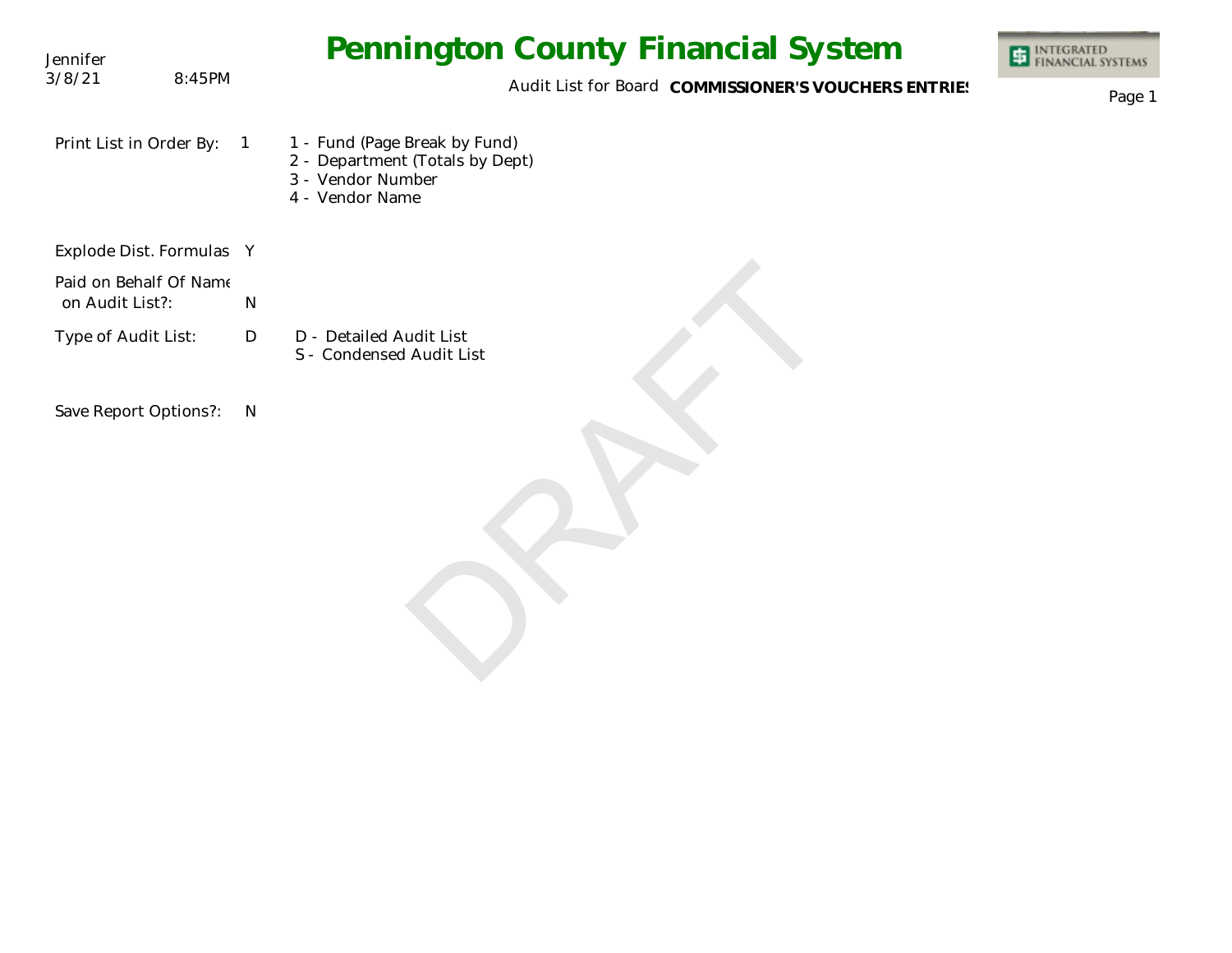Jennifer
3/8/21 8:45PM

# Pennington County Financial System

Audit List for Board **COMMISSIONER'S VOUCHERS ENTRIES**

INTEGRATED FINANCIAL SYSTEMS

Print List in Order By: 1
- 1 - Fund (Page Break by Fund)
- 2 - Department (Totals by Dept)
- 3 - Vendor Number
- 4 - Vendor Name

Explode Dist. Formulas Y

Paid on Behalf Of Name on Audit List?: N

Type of Audit List: D
- D - Detailed Audit List
- S - Condensed Audit List

Save Report Options?: N

DRAFT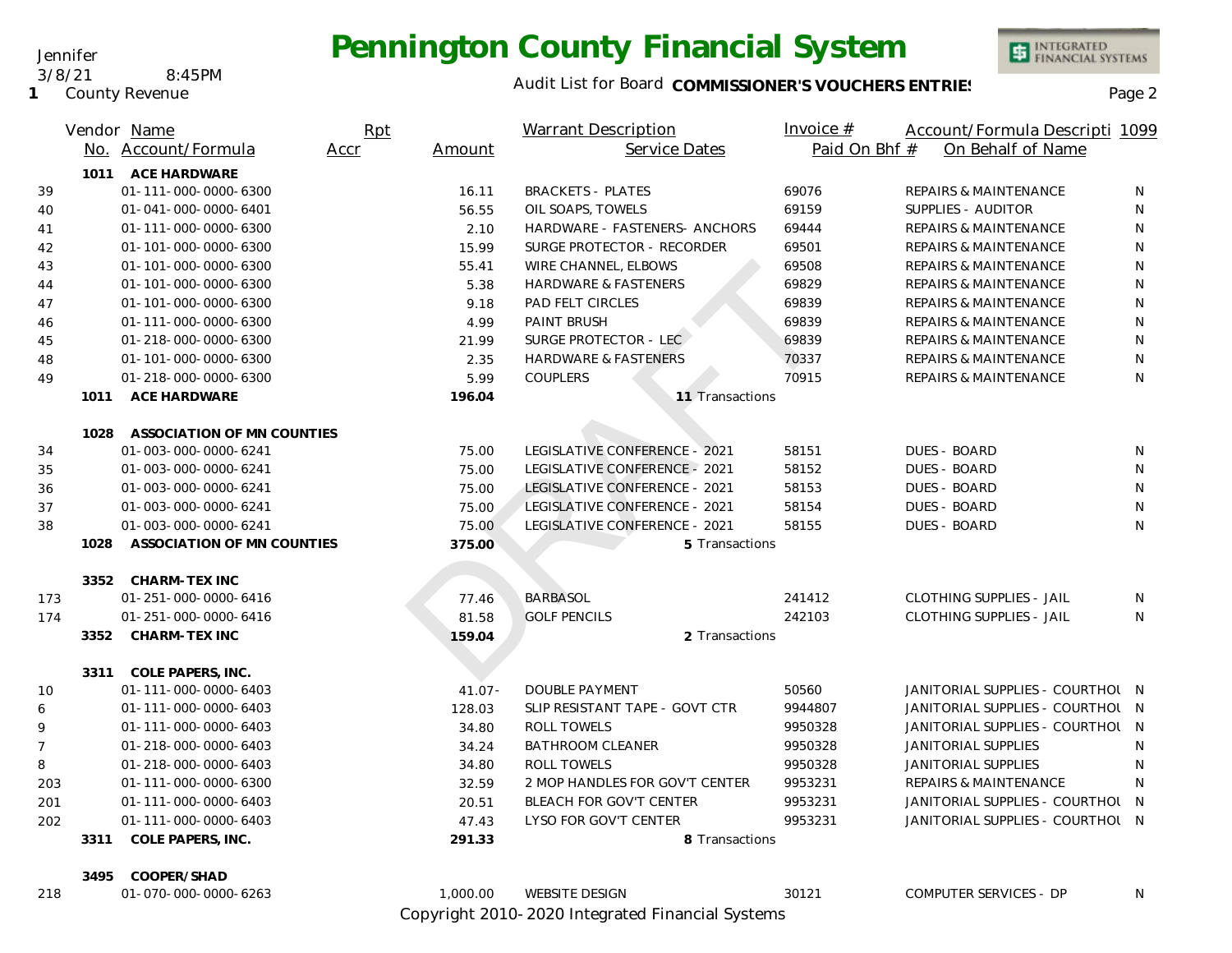Jennifer
3/8/21 8:45PM
1 County Revenue

# Pennington County Financial System

Audit List for Board **COMMISSIONER'S VOUCHERS ENTRIES**

| | Vendor No. | Name / Account/Formula | Rpt Accr | Amount | Warrant Description / Service Dates | Invoice # / Paid On Bhf # | Account/Formula Description / On Behalf of Name | 1099 |
|---|---|---|---|---|---|---|---|---|
| | **1011** | **ACE HARDWARE** | | | | | | |
| 39 | | 01-111-000-0000-6300 | | 16.11 | BRACKETS - PLATES | 69076 | REPAIRS & MAINTENANCE | N |
| 40 | | 01-041-000-0000-6401 | | 56.55 | OIL SOAPS, TOWELS | 69159 | SUPPLIES - AUDITOR | N |
| 41 | | 01-111-000-0000-6300 | | 2.10 | HARDWARE - FASTENERS- ANCHORS | 69444 | REPAIRS & MAINTENANCE | N |
| 42 | | 01-101-000-0000-6300 | | 15.99 | SURGE PROTECTOR - RECORDER | 69501 | REPAIRS & MAINTENANCE | N |
| 43 | | 01-101-000-0000-6300 | | 55.41 | WIRE CHANNEL, ELBOWS | 69508 | REPAIRS & MAINTENANCE | N |
| 44 | | 01-101-000-0000-6300 | | 5.38 | HARDWARE & FASTENERS | 69829 | REPAIRS & MAINTENANCE | N |
| 47 | | 01-101-000-0000-6300 | | 9.18 | PAD FELT CIRCLES | 69839 | REPAIRS & MAINTENANCE | N |
| 46 | | 01-111-000-0000-6300 | | 4.99 | PAINT BRUSH | 69839 | REPAIRS & MAINTENANCE | N |
| 45 | | 01-218-000-0000-6300 | | 21.99 | SURGE PROTECTOR - LEC | 69839 | REPAIRS & MAINTENANCE | N |
| 48 | | 01-101-000-0000-6300 | | 2.35 | HARDWARE & FASTENERS | 70337 | REPAIRS & MAINTENANCE | N |
| 49 | | 01-218-000-0000-6300 | | 5.99 | COUPLERS | 70915 | REPAIRS & MAINTENANCE | N |
| | **1011** | **ACE HARDWARE** | | **196.04** | **11** Transactions | | | |
| | **1028** | **ASSOCIATION OF MN COUNTIES** | | | | | | |
| 34 | | 01-003-000-0000-6241 | | 75.00 | LEGISLATIVE CONFERENCE - 2021 | 58151 | DUES - BOARD | N |
| 35 | | 01-003-000-0000-6241 | | 75.00 | LEGISLATIVE CONFERENCE - 2021 | 58152 | DUES - BOARD | N |
| 36 | | 01-003-000-0000-6241 | | 75.00 | LEGISLATIVE CONFERENCE - 2021 | 58153 | DUES - BOARD | N |
| 37 | | 01-003-000-0000-6241 | | 75.00 | LEGISLATIVE CONFERENCE - 2021 | 58154 | DUES - BOARD | N |
| 38 | | 01-003-000-0000-6241 | | 75.00 | LEGISLATIVE CONFERENCE - 2021 | 58155 | DUES - BOARD | N |
| | **1028** | **ASSOCIATION OF MN COUNTIES** | | **375.00** | **5** Transactions | | | |
| | **3352** | **CHARM-TEX INC** | | | | | | |
| 173 | | 01-251-000-0000-6416 | | 77.46 | BARBASOL | 241412 | CLOTHING SUPPLIES - JAIL | N |
| 174 | | 01-251-000-0000-6416 | | 81.58 | GOLF PENCILS | 242103 | CLOTHING SUPPLIES - JAIL | N |
| | **3352** | **CHARM-TEX INC** | | **159.04** | **2** Transactions | | | |
| | **3311** | **COLE PAPERS, INC.** | | | | | | |
| 10 | | 01-111-000-0000-6403 | | 41.07- | DOUBLE PAYMENT | 50560 | JANITORIAL SUPPLIES - COURTHOU | N |
| 6 | | 01-111-000-0000-6403 | | 128.03 | SLIP RESISTANT TAPE - GOVT CTR | 9944807 | JANITORIAL SUPPLIES - COURTHOU | N |
| 9 | | 01-111-000-0000-6403 | | 34.80 | ROLL TOWELS | 9950328 | JANITORIAL SUPPLIES - COURTHOU | N |
| 7 | | 01-218-000-0000-6403 | | 34.24 | BATHROOM CLEANER | 9950328 | JANITORIAL SUPPLIES | N |
| 8 | | 01-218-000-0000-6403 | | 34.80 | ROLL TOWELS | 9950328 | JANITORIAL SUPPLIES | N |
| 203 | | 01-111-000-0000-6300 | | 32.59 | 2 MOP HANDLES FOR GOV'T CENTER | 9953231 | REPAIRS & MAINTENANCE | N |
| 201 | | 01-111-000-0000-6403 | | 20.51 | BLEACH FOR GOV'T CENTER | 9953231 | JANITORIAL SUPPLIES - COURTHOU | N |
| 202 | | 01-111-000-0000-6403 | | 47.43 | LYSO FOR GOV'T CENTER | 9953231 | JANITORIAL SUPPLIES - COURTHOU | N |
| | **3311** | **COLE PAPERS, INC.** | | **291.33** | **8** Transactions | | | |
| | **3495** | **COOPER/SHAD** | | | | | | |
| 218 | | 01-070-000-0000-6263 | | 1,000.00 | WEBSITE DESIGN | 30121 | COMPUTER SERVICES - DP | N |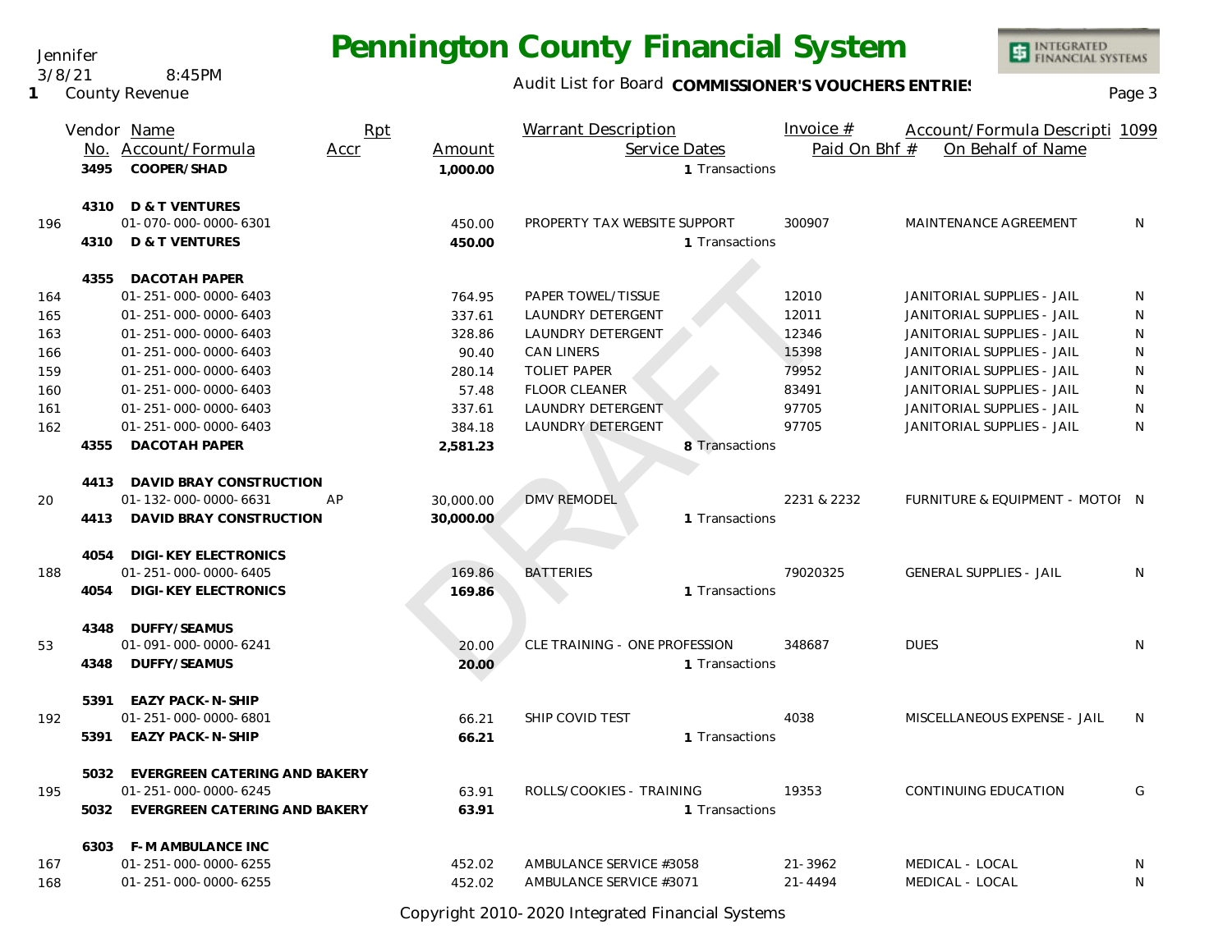Jennifer
3/8/21 8:45PM
1 County Revenue

# Pennington County Financial System

Audit List for Board **COMMISSIONER'S VOUCHERS ENTRIES**

| | Vendor No. | Name / Account/Formula | Rpt Accr | Amount | Warrant Description / Service Dates | Invoice # / Paid On Bhf # | Account/Formula Descripti / On Behalf of Name | 1099 |
|---|---|---|---|---|---|---|---|---|
| | 3495 | **COOPER/SHAD** | | **1,000.00** | 1 Transactions | | | |
| | 4310 | **D & T VENTURES** | | | | | | |
| 196 | | 01-070-000-0000-6301 | | 450.00 | PROPERTY TAX WEBSITE SUPPORT | 300907 | MAINTENANCE AGREEMENT | N |
| | 4310 | **D & T VENTURES** | | **450.00** | 1 Transactions | | | |
| | 4355 | **DACOTAH PAPER** | | | | | | |
| 164 | | 01-251-000-0000-6403 | | 764.95 | PAPER TOWEL/TISSUE | 12010 | JANITORIAL SUPPLIES - JAIL | N |
| 165 | | 01-251-000-0000-6403 | | 337.61 | LAUNDRY DETERGENT | 12011 | JANITORIAL SUPPLIES - JAIL | N |
| 163 | | 01-251-000-0000-6403 | | 328.86 | LAUNDRY DETERGENT | 12346 | JANITORIAL SUPPLIES - JAIL | N |
| 166 | | 01-251-000-0000-6403 | | 90.40 | CAN LINERS | 15398 | JANITORIAL SUPPLIES - JAIL | N |
| 159 | | 01-251-000-0000-6403 | | 280.14 | TOLIET PAPER | 79952 | JANITORIAL SUPPLIES - JAIL | N |
| 160 | | 01-251-000-0000-6403 | | 57.48 | FLOOR CLEANER | 83491 | JANITORIAL SUPPLIES - JAIL | N |
| 161 | | 01-251-000-0000-6403 | | 337.61 | LAUNDRY DETERGENT | 97705 | JANITORIAL SUPPLIES - JAIL | N |
| 162 | | 01-251-000-0000-6403 | | 384.18 | LAUNDRY DETERGENT | 97705 | JANITORIAL SUPPLIES - JAIL | N |
| | 4355 | **DACOTAH PAPER** | | **2,581.23** | 8 Transactions | | | |
| | 4413 | **DAVID BRAY CONSTRUCTION** | | | | | | |
| 20 | | 01-132-000-0000-6631 | AP | 30,000.00 | DMV REMODEL | 2231 & 2232 | FURNITURE & EQUIPMENT - MOTOI | N |
| | 4413 | **DAVID BRAY CONSTRUCTION** | | **30,000.00** | 1 Transactions | | | |
| | 4054 | **DIGI-KEY ELECTRONICS** | | | | | | |
| 188 | | 01-251-000-0000-6405 | | 169.86 | BATTERIES | 79020325 | GENERAL SUPPLIES - JAIL | N |
| | 4054 | **DIGI-KEY ELECTRONICS** | | **169.86** | 1 Transactions | | | |
| | 4348 | **DUFFY/SEAMUS** | | | | | | |
| 53 | | 01-091-000-0000-6241 | | 20.00 | CLE TRAINING - ONE PROFESSION | 348687 | DUES | N |
| | 4348 | **DUFFY/SEAMUS** | | **20.00** | 1 Transactions | | | |
| | 5391 | **EAZY PACK-N-SHIP** | | | | | | |
| 192 | | 01-251-000-0000-6801 | | 66.21 | SHIP COVID TEST | 4038 | MISCELLANEOUS EXPENSE - JAIL | N |
| | 5391 | **EAZY PACK-N-SHIP** | | **66.21** | 1 Transactions | | | |
| | 5032 | **EVERGREEN CATERING AND BAKERY** | | | | | | |
| 195 | | 01-251-000-0000-6245 | | 63.91 | ROLLS/COOKIES - TRAINING | 19353 | CONTINUING EDUCATION | G |
| | 5032 | **EVERGREEN CATERING AND BAKERY** | | **63.91** | 1 Transactions | | | |
| | 6303 | **F-M AMBULANCE INC** | | | | | | |
| 167 | | 01-251-000-0000-6255 | | 452.02 | AMBULANCE SERVICE #3058 | 21-3962 | MEDICAL - LOCAL | N |
| 168 | | 01-251-000-0000-6255 | | 452.02 | AMBULANCE SERVICE #3071 | 21-4494 | MEDICAL - LOCAL | N |

Copyright 2010-2020 Integrated Financial Systems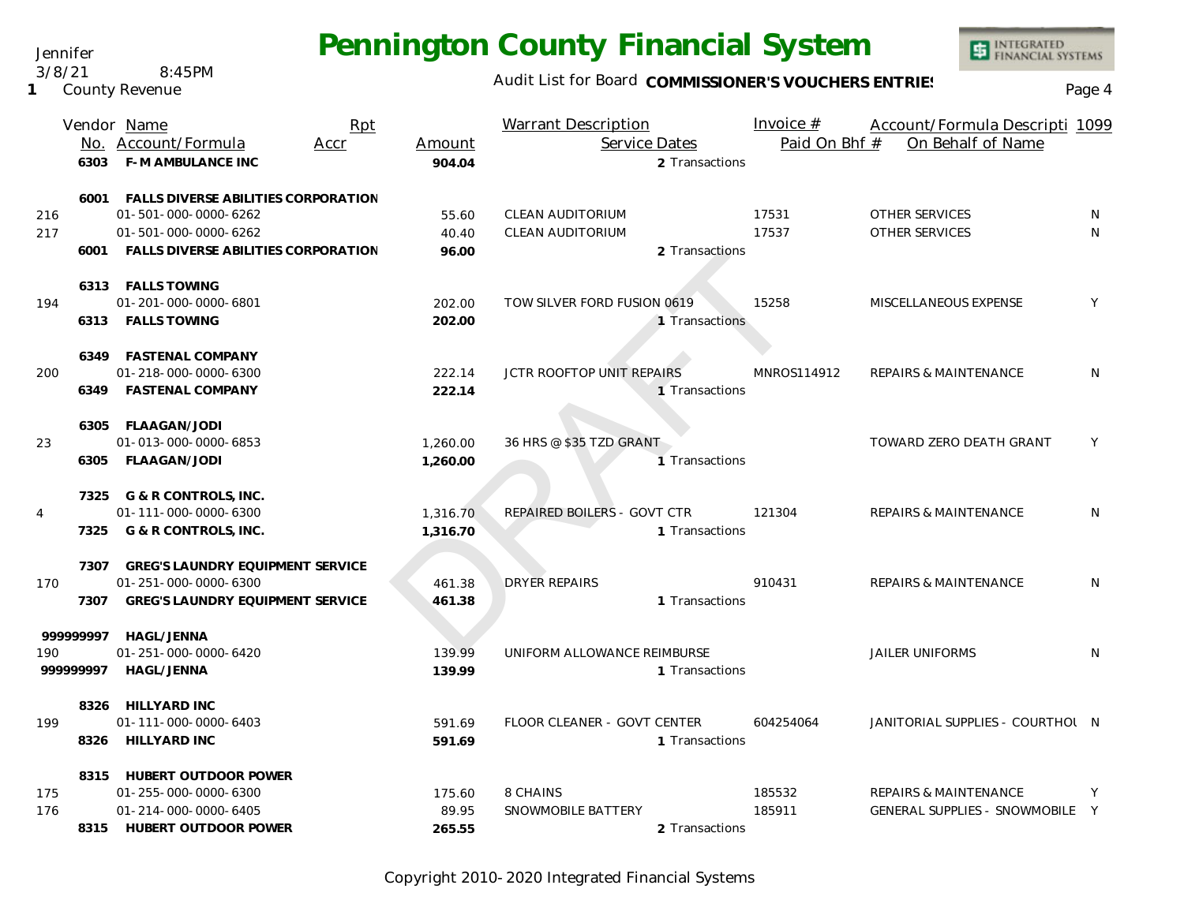# Pennington County Financial System

Jennifer
3/8/21 8:45PM
1 County Revenue

Audit List for Board **COMMISSIONER'S VOUCHERS ENTRIES**

| | Vendor No. | Name / Account/Formula | Rpt Accr | Amount | Warrant Description / Service Dates | Invoice # / Paid On Bhf # | Account/Formula Description / On Behalf of Name | 1099 |
|---|---|---|---|---|---|---|---|---|
| | **6303** | **F-M AMBULANCE INC** | | **904.04** | 2 Transactions | | | |
| | 6001 | FALLS DIVERSE ABILITIES CORPORATION | | | | | | |
| 216 | | 01-501-000-0000-6262 | | 55.60 | CLEAN AUDITORIUM | 17531 | OTHER SERVICES | N |
| 217 | | 01-501-000-0000-6262 | | 40.40 | CLEAN AUDITORIUM | 17537 | OTHER SERVICES | N |
| | **6001** | **FALLS DIVERSE ABILITIES CORPORATION** | | **96.00** | 2 Transactions | | | |
| | 6313 | FALLS TOWING | | | | | | |
| 194 | | 01-201-000-0000-6801 | | 202.00 | TOW SILVER FORD FUSION 0619 | 15258 | MISCELLANEOUS EXPENSE | Y |
| | **6313** | **FALLS TOWING** | | **202.00** | 1 Transactions | | | |
| | 6349 | FASTENAL COMPANY | | | | | | |
| 200 | | 01-218-000-0000-6300 | | 222.14 | JCTR ROOFTOP UNIT REPAIRS | MNROS114912 | REPAIRS & MAINTENANCE | N |
| | **6349** | **FASTENAL COMPANY** | | **222.14** | 1 Transactions | | | |
| | 6305 | FLAAGAN/JODI | | | | | | |
| 23 | | 01-013-000-0000-6853 | | 1,260.00 | 36 HRS @ $35 TZD GRANT | | TOWARD ZERO DEATH GRANT | Y |
| | **6305** | **FLAAGAN/JODI** | | **1,260.00** | 1 Transactions | | | |
| | 7325 | G & R CONTROLS, INC. | | | | | | |
| 4 | | 01-111-000-0000-6300 | | 1,316.70 | REPAIRED BOILERS - GOVT CTR | 121304 | REPAIRS & MAINTENANCE | N |
| | **7325** | **G & R CONTROLS, INC.** | | **1,316.70** | 1 Transactions | | | |
| | 7307 | GREG'S LAUNDRY EQUIPMENT SERVICE | | | | | | |
| 170 | | 01-251-000-0000-6300 | | 461.38 | DRYER REPAIRS | 910431 | REPAIRS & MAINTENANCE | N |
| | **7307** | **GREG'S LAUNDRY EQUIPMENT SERVICE** | | **461.38** | 1 Transactions | | | |
| | 999999997 | HAGL/JENNA | | | | | | |
| 190 | | 01-251-000-0000-6420 | | 139.99 | UNIFORM ALLOWANCE REIMBURSE | | JAILER UNIFORMS | N |
| | **999999997** | **HAGL/JENNA** | | **139.99** | 1 Transactions | | | |
| | 8326 | HILLYARD INC | | | | | | |
| 199 | | 01-111-000-0000-6403 | | 591.69 | FLOOR CLEANER - GOVT CENTER | 604254064 | JANITORIAL SUPPLIES - COURTHOU | N |
| | **8326** | **HILLYARD INC** | | **591.69** | 1 Transactions | | | |
| | 8315 | HUBERT OUTDOOR POWER | | | | | | |
| 175 | | 01-255-000-0000-6300 | | 175.60 | 8 CHAINS | 185532 | REPAIRS & MAINTENANCE | Y |
| 176 | | 01-214-000-0000-6405 | | 89.95 | SNOWMOBILE BATTERY | 185911 | GENERAL SUPPLIES - SNOWMOBILE | Y |
| | **8315** | **HUBERT OUTDOOR POWER** | | **265.55** | 2 Transactions | | | |

Copyright 2010-2020 Integrated Financial Systems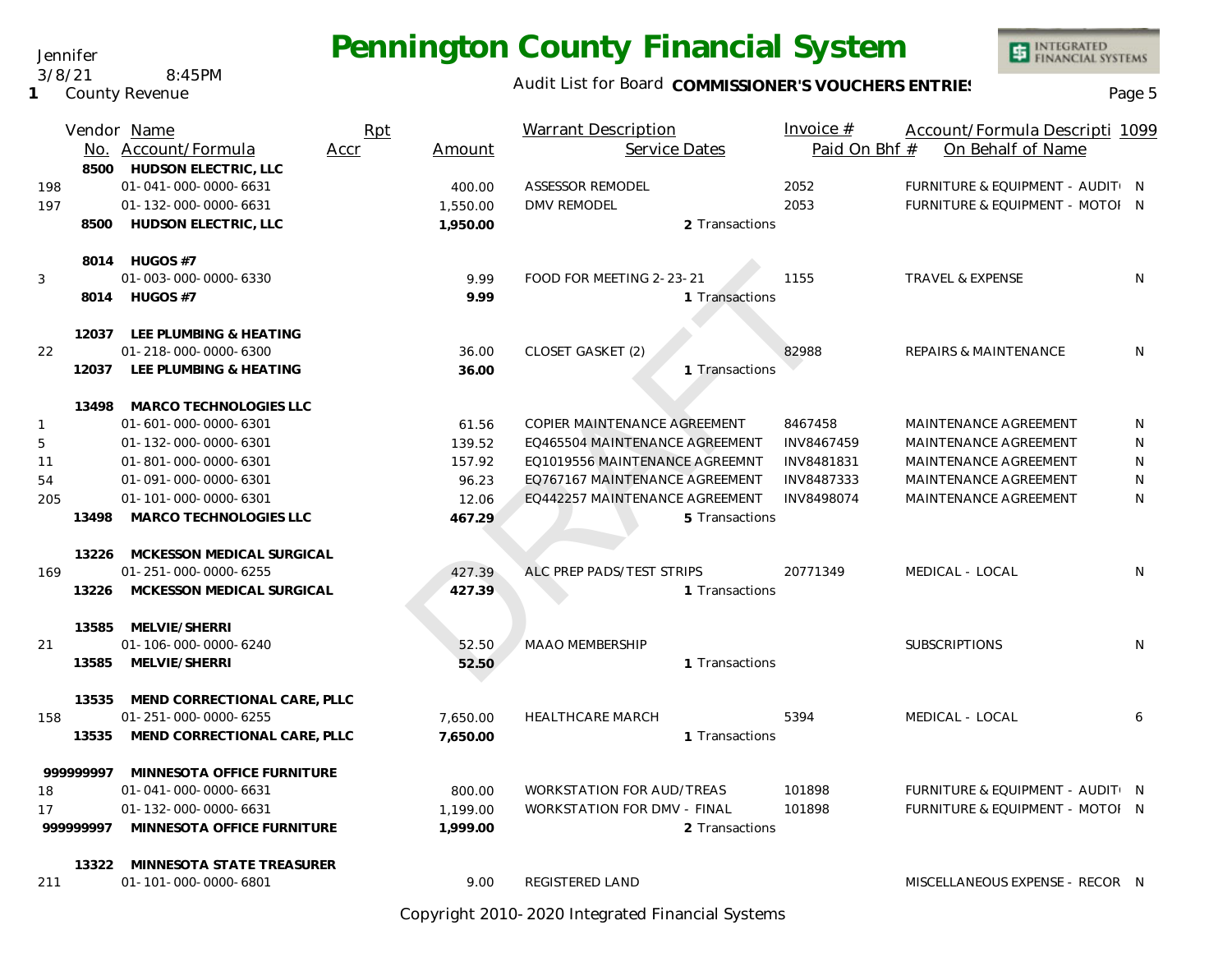# Pennington County Financial System

Jennifer
3/8/21 8:45PM
1 County Revenue

Audit List for Board **COMMISSIONER'S VOUCHERS ENTRIES**

| Vendor No. | Name / Account/Formula | Rpt Accr | Amount | Warrant Description | Service Dates | Invoice # / Paid On Bhf # | Account/Formula Description / On Behalf of Name | 1099 |
|---|---|---|---|---|---|---|---|---|
| 8500 | **HUDSON ELECTRIC, LLC** | | | | | | | |
| 198 | 01-041-000-0000-6631 | | 400.00 | ASSESSOR REMODEL | | 2052 | FURNITURE & EQUIPMENT - AUDIT | N |
| 197 | 01-132-000-0000-6631 | | 1,550.00 | DMV REMODEL | | 2053 | FURNITURE & EQUIPMENT - MOTOI | N |
| 8500 | **HUDSON ELECTRIC, LLC** | | **1,950.00** | | 2 Transactions | | | |
| 8014 | **HUGOS #7** | | | | | | | |
| 3 | 01-003-000-0000-6330 | | 9.99 | FOOD FOR MEETING 2-23-21 | | 1155 | TRAVEL & EXPENSE | N |
| 8014 | **HUGOS #7** | | **9.99** | | 1 Transactions | | | |
| 12037 | **LEE PLUMBING & HEATING** | | | | | | | |
| 22 | 01-218-000-0000-6300 | | 36.00 | CLOSET GASKET (2) | | 82988 | REPAIRS & MAINTENANCE | N |
| 12037 | **LEE PLUMBING & HEATING** | | **36.00** | | 1 Transactions | | | |
| 13498 | **MARCO TECHNOLOGIES LLC** | | | | | | | |
| 1 | 01-601-000-0000-6301 | | 61.56 | COPIER MAINTENANCE AGREEMENT | | 8467458 | MAINTENANCE AGREEMENT | N |
| 5 | 01-132-000-0000-6301 | | 139.52 | EQ465504 MAINTENANCE AGREEMENT | | INV8467459 | MAINTENANCE AGREEMENT | N |
| 11 | 01-801-000-0000-6301 | | 157.92 | EQ1019556 MAINTENANCE AGREEMNT | | INV8481831 | MAINTENANCE AGREEMENT | N |
| 54 | 01-091-000-0000-6301 | | 96.23 | EQ767167 MAINTENANCE AGREEMENT | | INV8487333 | MAINTENANCE AGREEMENT | N |
| 205 | 01-101-000-0000-6301 | | 12.06 | EQ442257 MAINTENANCE AGREEMENT | | INV8498074 | MAINTENANCE AGREEMENT | N |
| 13498 | **MARCO TECHNOLOGIES LLC** | | **467.29** | | 5 Transactions | | | |
| 13226 | **MCKESSON MEDICAL SURGICAL** | | | | | | | |
| 169 | 01-251-000-0000-6255 | | 427.39 | ALC PREP PADS/TEST STRIPS | | 20771349 | MEDICAL - LOCAL | N |
| 13226 | **MCKESSON MEDICAL SURGICAL** | | **427.39** | | 1 Transactions | | | |
| 13585 | **MELVIE/SHERRI** | | | | | | | |
| 21 | 01-106-000-0000-6240 | | 52.50 | MAAO MEMBERSHIP | | | SUBSCRIPTIONS | N |
| 13585 | **MELVIE/SHERRI** | | **52.50** | | 1 Transactions | | | |
| 13535 | **MEND CORRECTIONAL CARE, PLLC** | | | | | | | |
| 158 | 01-251-000-0000-6255 | | 7,650.00 | HEALTHCARE MARCH | | 5394 | MEDICAL - LOCAL | 6 |
| 13535 | **MEND CORRECTIONAL CARE, PLLC** | | **7,650.00** | | 1 Transactions | | | |
| 999999997 | **MINNESOTA OFFICE FURNITURE** | | | | | | | |
| 18 | 01-041-000-0000-6631 | | 800.00 | WORKSTATION FOR AUD/TREAS | | 101898 | FURNITURE & EQUIPMENT - AUDIT | N |
| 17 | 01-132-000-0000-6631 | | 1,199.00 | WORKSTATION FOR DMV - FINAL | | 101898 | FURNITURE & EQUIPMENT - MOTOI | N |
| 999999997 | **MINNESOTA OFFICE FURNITURE** | | **1,999.00** | | 2 Transactions | | | |
| 13322 | **MINNESOTA STATE TREASURER** | | | | | | | |
| 211 | 01-101-000-0000-6801 | | 9.00 | REGISTERED LAND | | | MISCELLANEOUS EXPENSE - RECOR | N |

Copyright 2010-2020 Integrated Financial Systems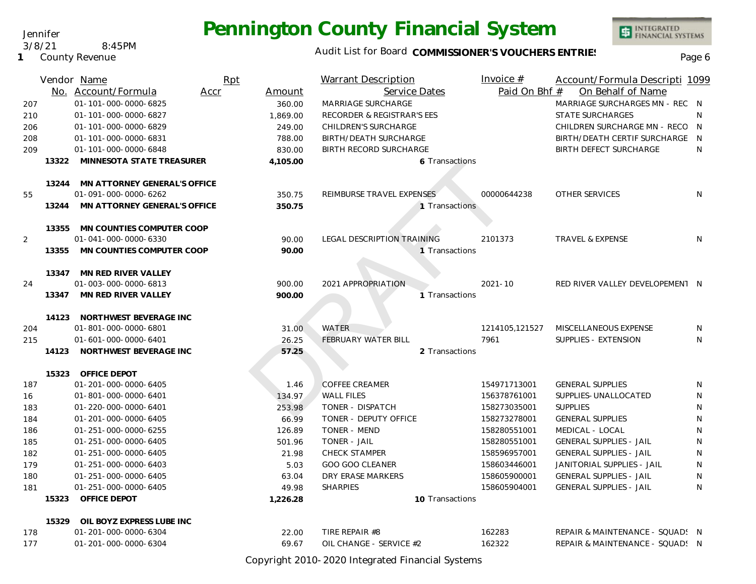# Pennington County Financial System

Jennifer
3/8/21 8:45PM
1 County Revenue

Audit List for Board **COMMISSIONER'S VOUCHERS ENTRIES**

| Vendor No. | Name / Account/Formula | Rpt Accr | Amount | Warrant Description / Service Dates | Invoice # / Paid On Bhf # | Account/Formula Description / On Behalf of Name | 1099 |
|---|---|---|---|---|---|---|---|
| 207 | 01-101-000-0000-6825 | | 360.00 | MARRIAGE SURCHARGE | | MARRIAGE SURCHARGES MN - REC | N |
| 210 | 01-101-000-0000-6827 | | 1,869.00 | RECORDER & REGISTRAR'S EES | | STATE SURCHARGES | N |
| 206 | 01-101-000-0000-6829 | | 249.00 | CHILDREN'S SURCHARGE | | CHILDREN SURCHARGE MN - RECO | N |
| 208 | 01-101-000-0000-6831 | | 788.00 | BIRTH/DEATH SURCHARGE | | BIRTH/DEATH CERTIF SURCHARGE | N |
| 209 | 01-101-000-0000-6848 | | 830.00 | BIRTH RECORD SURCHARGE | | BIRTH DEFECT SURCHARGE | N |
| **13322** | **MINNESOTA STATE TREASURER** | | **4,105.00** | **6** Transactions | | | |
| **13244** | **MN ATTORNEY GENERAL'S OFFICE** | | | | | | |
| 55 | 01-091-000-0000-6262 | | 350.75 | REIMBURSE TRAVEL EXPENSES | 00000644238 | OTHER SERVICES | N |
| **13244** | **MN ATTORNEY GENERAL'S OFFICE** | | **350.75** | **1** Transactions | | | |
| **13355** | **MN COUNTIES COMPUTER COOP** | | | | | | |
| 2 | 01-041-000-0000-6330 | | 90.00 | LEGAL DESCRIPTION TRAINING | 2101373 | TRAVEL & EXPENSE | N |
| **13355** | **MN COUNTIES COMPUTER COOP** | | **90.00** | **1** Transactions | | | |
| **13347** | **MN RED RIVER VALLEY** | | | | | | |
| 24 | 01-003-000-0000-6813 | | 900.00 | 2021 APPROPRIATION | 2021-10 | RED RIVER VALLEY DEVELOPEMENT | N |
| **13347** | **MN RED RIVER VALLEY** | | **900.00** | **1** Transactions | | | |
| **14123** | **NORTHWEST BEVERAGE INC** | | | | | | |
| 204 | 01-801-000-0000-6801 | | 31.00 | WATER | 1214105,121527 | MISCELLANEOUS EXPENSE | N |
| 215 | 01-601-000-0000-6401 | | 26.25 | FEBRUARY WATER BILL | 7961 | SUPPLIES - EXTENSION | N |
| **14123** | **NORTHWEST BEVERAGE INC** | | **57.25** | **2** Transactions | | | |
| **15323** | **OFFICE DEPOT** | | | | | | |
| 187 | 01-201-000-0000-6405 | | 1.46 | COFFEE CREAMER | 154971713001 | GENERAL SUPPLIES | N |
| 16 | 01-801-000-0000-6401 | | 134.97 | WALL FILES | 156378761001 | SUPPLIES-UNALLOCATED | N |
| 183 | 01-220-000-0000-6401 | | 253.98 | TONER - DISPATCH | 158273035001 | SUPPLIES | N |
| 184 | 01-201-000-0000-6405 | | 66.99 | TONER - DEPUTY OFFICE | 158273278001 | GENERAL SUPPLIES | N |
| 186 | 01-251-000-0000-6255 | | 126.89 | TONER - MEND | 158280551001 | MEDICAL - LOCAL | N |
| 185 | 01-251-000-0000-6405 | | 501.96 | TONER - JAIL | 158280551001 | GENERAL SUPPLIES - JAIL | N |
| 182 | 01-251-000-0000-6405 | | 21.98 | CHECK STAMPER | 158596957001 | GENERAL SUPPLIES - JAIL | N |
| 179 | 01-251-000-0000-6403 | | 5.03 | GOO GOO CLEANER | 158603446001 | JANITORIAL SUPPLIES - JAIL | N |
| 180 | 01-251-000-0000-6405 | | 63.04 | DRY ERASE MARKERS | 158605900001 | GENERAL SUPPLIES - JAIL | N |
| 181 | 01-251-000-0000-6405 | | 49.98 | SHARPIES | 158605904001 | GENERAL SUPPLIES - JAIL | N |
| **15323** | **OFFICE DEPOT** | | **1,226.28** | **10** Transactions | | | |
| **15329** | **OIL BOYZ EXPRESS LUBE INC** | | | | | | |
| 178 | 01-201-000-0000-6304 | | 22.00 | TIRE REPAIR #8 | 162283 | REPAIR & MAINTENANCE - SQUADS | N |
| 177 | 01-201-000-0000-6304 | | 69.67 | OIL CHANGE - SERVICE #2 | 162322 | REPAIR & MAINTENANCE - SQUADS | N |

DRAFT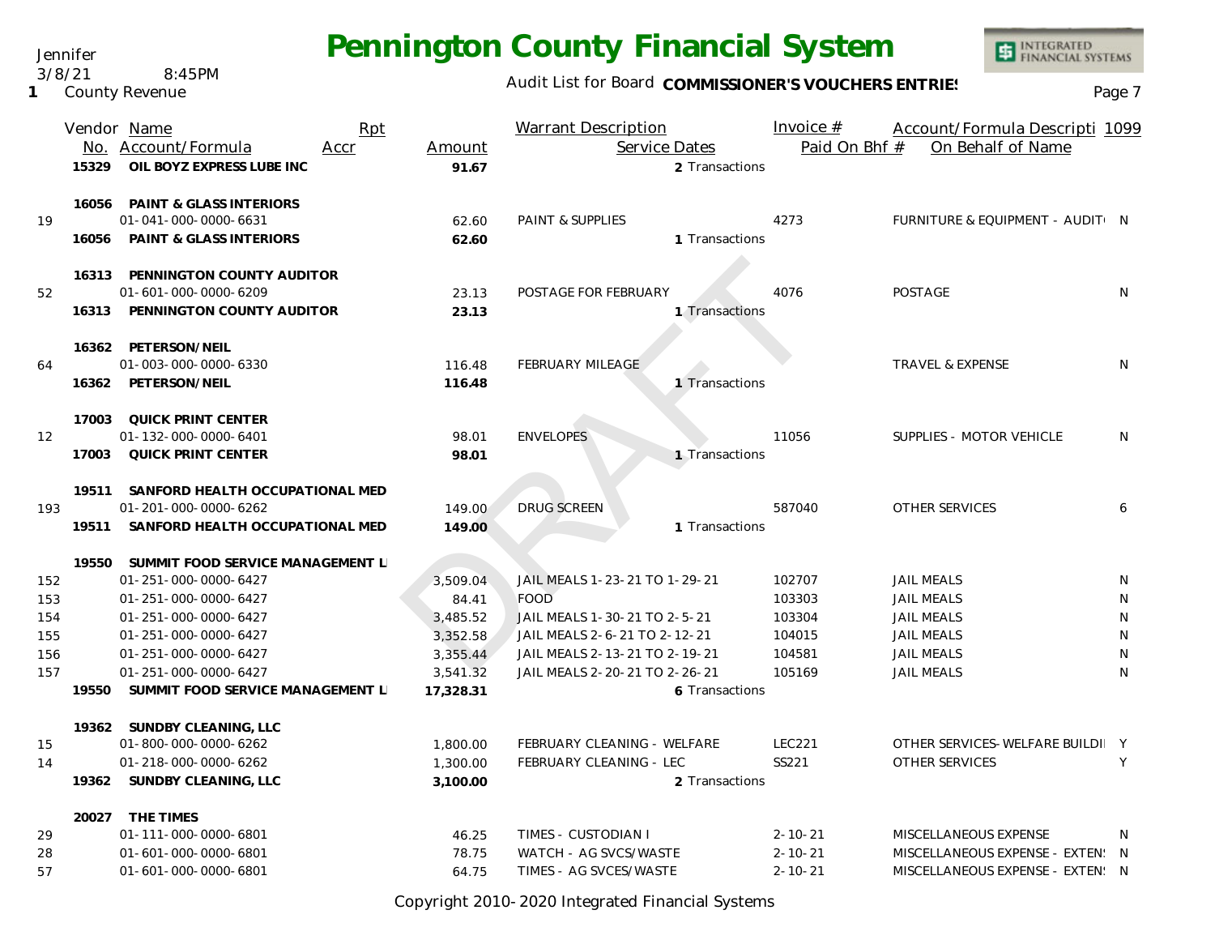# Pennington County Financial System

Jennifer
3/8/21 8:45PM
1 County Revenue

Audit List for Board **COMMISSIONER'S VOUCHERS ENTRIES**

| | Vendor No. | Name / Account/Formula | Rpt Accr | Amount | Warrant Description / Service Dates | Invoice # / Paid On Bhf # | Account/Formula Description / On Behalf of Name | 1099 |
|---|---|---|---|---|---|---|---|---|
| | 15329 | **OIL BOYZ EXPRESS LUBE INC** | | **91.67** | 2 Transactions | | | |
| | 16056 | **PAINT & GLASS INTERIORS** | | | | | | |
| 19 | | 01-041-000-0000-6631 | | 62.60 | PAINT & SUPPLIES | 4273 | FURNITURE & EQUIPMENT - AUDIT | N |
| | 16056 | **PAINT & GLASS INTERIORS** | | **62.60** | 1 Transactions | | | |
| | 16313 | **PENNINGTON COUNTY AUDITOR** | | | | | | |
| 52 | | 01-601-000-0000-6209 | | 23.13 | POSTAGE FOR FEBRUARY | 4076 | POSTAGE | N |
| | 16313 | **PENNINGTON COUNTY AUDITOR** | | **23.13** | 1 Transactions | | | |
| | 16362 | **PETERSON/NEIL** | | | | | | |
| 64 | | 01-003-000-0000-6330 | | 116.48 | FEBRUARY MILEAGE | | TRAVEL & EXPENSE | N |
| | 16362 | **PETERSON/NEIL** | | **116.48** | 1 Transactions | | | |
| | 17003 | **QUICK PRINT CENTER** | | | | | | |
| 12 | | 01-132-000-0000-6401 | | 98.01 | ENVELOPES | 11056 | SUPPLIES - MOTOR VEHICLE | N |
| | 17003 | **QUICK PRINT CENTER** | | **98.01** | 1 Transactions | | | |
| | 19511 | **SANFORD HEALTH OCCUPATIONAL MED** | | | | | | |
| 193 | | 01-201-000-0000-6262 | | 149.00 | DRUG SCREEN | 587040 | OTHER SERVICES | 6 |
| | 19511 | **SANFORD HEALTH OCCUPATIONAL MED** | | **149.00** | 1 Transactions | | | |
| | 19550 | **SUMMIT FOOD SERVICE MANAGEMENT L** | | | | | | |
| 152 | | 01-251-000-0000-6427 | | 3,509.04 | JAIL MEALS 1-23-21 TO 1-29-21 | 102707 | JAIL MEALS | N |
| 153 | | 01-251-000-0000-6427 | | 84.41 | FOOD | 103303 | JAIL MEALS | N |
| 154 | | 01-251-000-0000-6427 | | 3,485.52 | JAIL MEALS 1-30-21 TO 2-5-21 | 103304 | JAIL MEALS | N |
| 155 | | 01-251-000-0000-6427 | | 3,352.58 | JAIL MEALS 2-6-21 TO 2-12-21 | 104015 | JAIL MEALS | N |
| 156 | | 01-251-000-0000-6427 | | 3,355.44 | JAIL MEALS 2-13-21 TO 2-19-21 | 104581 | JAIL MEALS | N |
| 157 | | 01-251-000-0000-6427 | | 3,541.32 | JAIL MEALS 2-20-21 TO 2-26-21 | 105169 | JAIL MEALS | N |
| | 19550 | **SUMMIT FOOD SERVICE MANAGEMENT L** | | **17,328.31** | 6 Transactions | | | |
| | 19362 | **SUNDBY CLEANING, LLC** | | | | | | |
| 15 | | 01-800-000-0000-6262 | | 1,800.00 | FEBRUARY CLEANING - WELFARE | LEC221 | OTHER SERVICES-WELFARE BUILDI | Y |
| 14 | | 01-218-000-0000-6262 | | 1,300.00 | FEBRUARY CLEANING - LEC | SS221 | OTHER SERVICES | Y |
| | 19362 | **SUNDBY CLEANING, LLC** | | **3,100.00** | 2 Transactions | | | |
| | 20027 | **THE TIMES** | | | | | | |
| 29 | | 01-111-000-0000-6801 | | 46.25 | TIMES - CUSTODIAN I | 2-10-21 | MISCELLANEOUS EXPENSE | N |
| 28 | | 01-601-000-0000-6801 | | 78.75 | WATCH - AG SVCS/WASTE | 2-10-21 | MISCELLANEOUS EXPENSE - EXTEN | N |
| 57 | | 01-601-000-0000-6801 | | 64.75 | TIMES - AG SVCES/WASTE | 2-10-21 | MISCELLANEOUS EXPENSE - EXTEN | N |

Copyright 2010-2020 Integrated Financial Systems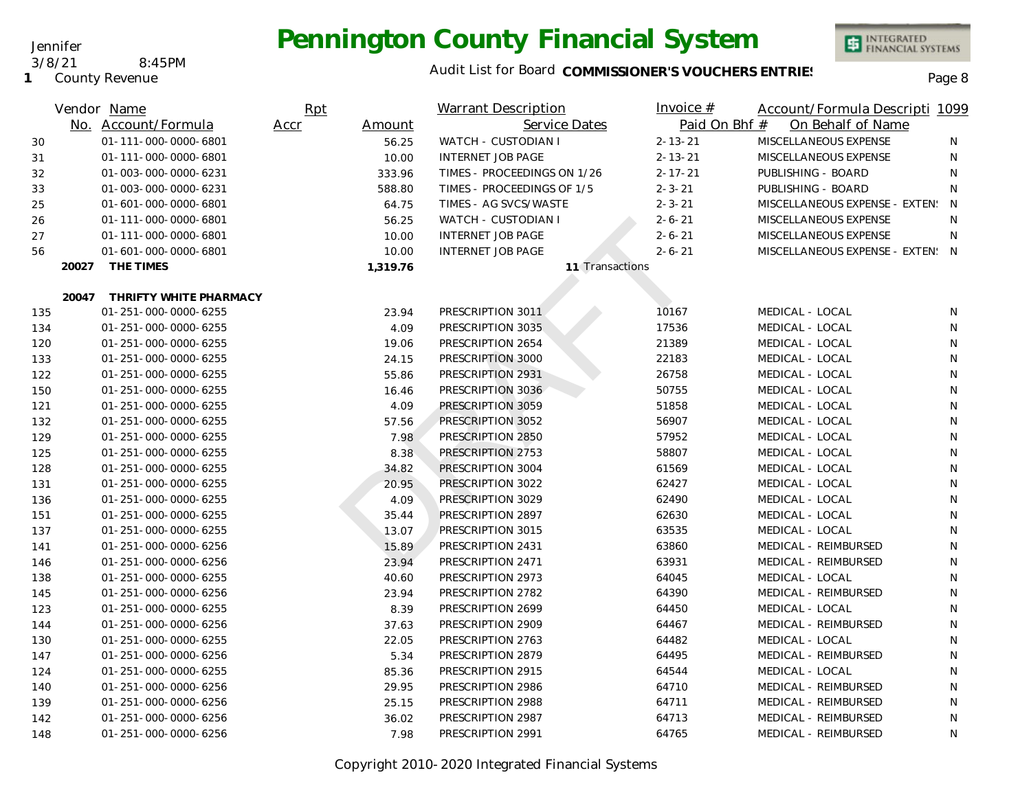Jennifer
3/8/21 8:45PM
1 County Revenue

# Pennington County Financial System

Audit List for Board **COMMISSIONER'S VOUCHERS ENTRIES**

| Vendor No. | Name / Account/Formula | Rpt Accr | Amount | Warrant Description / Service Dates | Invoice # / Paid On Bhf # | Account/Formula Description / On Behalf of Name | 1099 |
|---|---|---|---|---|---|---|---|
| 30 | 01-111-000-0000-6801 | | 56.25 | WATCH - CUSTODIAN I | 2-13-21 | MISCELLANEOUS EXPENSE | N |
| 31 | 01-111-000-0000-6801 | | 10.00 | INTERNET JOB PAGE | 2-13-21 | MISCELLANEOUS EXPENSE | N |
| 32 | 01-003-000-0000-6231 | | 333.96 | TIMES - PROCEEDINGS ON 1/26 | 2-17-21 | PUBLISHING - BOARD | N |
| 33 | 01-003-000-0000-6231 | | 588.80 | TIMES - PROCEEDINGS OF 1/5 | 2-3-21 | PUBLISHING - BOARD | N |
| 25 | 01-601-000-0000-6801 | | 64.75 | TIMES - AG SVCS/WASTE | 2-3-21 | MISCELLANEOUS EXPENSE - EXTEN: | N |
| 26 | 01-111-000-0000-6801 | | 56.25 | WATCH - CUSTODIAN I | 2-6-21 | MISCELLANEOUS EXPENSE | N |
| 27 | 01-111-000-0000-6801 | | 10.00 | INTERNET JOB PAGE | 2-6-21 | MISCELLANEOUS EXPENSE | N |
| 56 | 01-601-000-0000-6801 | | 10.00 | INTERNET JOB PAGE | 2-6-21 | MISCELLANEOUS EXPENSE - EXTEN: | N |
| **20027** | **THE TIMES** | | **1,319.76** | **11** Transactions | | | |
| **20047** | **THRIFTY WHITE PHARMACY** | | | | | | |
| 135 | 01-251-000-0000-6255 | | 23.94 | PRESCRIPTION 3011 | 10167 | MEDICAL - LOCAL | N |
| 134 | 01-251-000-0000-6255 | | 4.09 | PRESCRIPTION 3035 | 17536 | MEDICAL - LOCAL | N |
| 120 | 01-251-000-0000-6255 | | 19.06 | PRESCRIPTION 2654 | 21389 | MEDICAL - LOCAL | N |
| 133 | 01-251-000-0000-6255 | | 24.15 | PRESCRIPTION 3000 | 22183 | MEDICAL - LOCAL | N |
| 122 | 01-251-000-0000-6255 | | 55.86 | PRESCRIPTION 2931 | 26758 | MEDICAL - LOCAL | N |
| 150 | 01-251-000-0000-6255 | | 16.46 | PRESCRIPTION 3036 | 50755 | MEDICAL - LOCAL | N |
| 121 | 01-251-000-0000-6255 | | 4.09 | PRESCRIPTION 3059 | 51858 | MEDICAL - LOCAL | N |
| 132 | 01-251-000-0000-6255 | | 57.56 | PRESCRIPTION 3052 | 56907 | MEDICAL - LOCAL | N |
| 129 | 01-251-000-0000-6255 | | 7.98 | PRESCRIPTION 2850 | 57952 | MEDICAL - LOCAL | N |
| 125 | 01-251-000-0000-6255 | | 8.38 | PRESCRIPTION 2753 | 58807 | MEDICAL - LOCAL | N |
| 128 | 01-251-000-0000-6255 | | 34.82 | PRESCRIPTION 3004 | 61569 | MEDICAL - LOCAL | N |
| 131 | 01-251-000-0000-6255 | | 20.95 | PRESCRIPTION 3022 | 62427 | MEDICAL - LOCAL | N |
| 136 | 01-251-000-0000-6255 | | 4.09 | PRESCRIPTION 3029 | 62490 | MEDICAL - LOCAL | N |
| 151 | 01-251-000-0000-6255 | | 35.44 | PRESCRIPTION 2897 | 62630 | MEDICAL - LOCAL | N |
| 137 | 01-251-000-0000-6255 | | 13.07 | PRESCRIPTION 3015 | 63535 | MEDICAL - LOCAL | N |
| 141 | 01-251-000-0000-6256 | | 15.89 | PRESCRIPTION 2431 | 63860 | MEDICAL - REIMBURSED | N |
| 146 | 01-251-000-0000-6256 | | 23.94 | PRESCRIPTION 2471 | 63931 | MEDICAL - REIMBURSED | N |
| 138 | 01-251-000-0000-6255 | | 40.60 | PRESCRIPTION 2973 | 64045 | MEDICAL - LOCAL | N |
| 145 | 01-251-000-0000-6256 | | 23.94 | PRESCRIPTION 2782 | 64390 | MEDICAL - REIMBURSED | N |
| 123 | 01-251-000-0000-6255 | | 8.39 | PRESCRIPTION 2699 | 64450 | MEDICAL - LOCAL | N |
| 144 | 01-251-000-0000-6256 | | 37.63 | PRESCRIPTION 2909 | 64467 | MEDICAL - REIMBURSED | N |
| 130 | 01-251-000-0000-6255 | | 22.05 | PRESCRIPTION 2763 | 64482 | MEDICAL - LOCAL | N |
| 147 | 01-251-000-0000-6256 | | 5.34 | PRESCRIPTION 2879 | 64495 | MEDICAL - REIMBURSED | N |
| 124 | 01-251-000-0000-6255 | | 85.36 | PRESCRIPTION 2915 | 64544 | MEDICAL - LOCAL | N |
| 140 | 01-251-000-0000-6256 | | 29.95 | PRESCRIPTION 2986 | 64710 | MEDICAL - REIMBURSED | N |
| 139 | 01-251-000-0000-6256 | | 25.15 | PRESCRIPTION 2988 | 64711 | MEDICAL - REIMBURSED | N |
| 142 | 01-251-000-0000-6256 | | 36.02 | PRESCRIPTION 2987 | 64713 | MEDICAL - REIMBURSED | N |
| 148 | 01-251-000-0000-6256 | | 7.98 | PRESCRIPTION 2991 | 64765 | MEDICAL - REIMBURSED | N |

DRAFT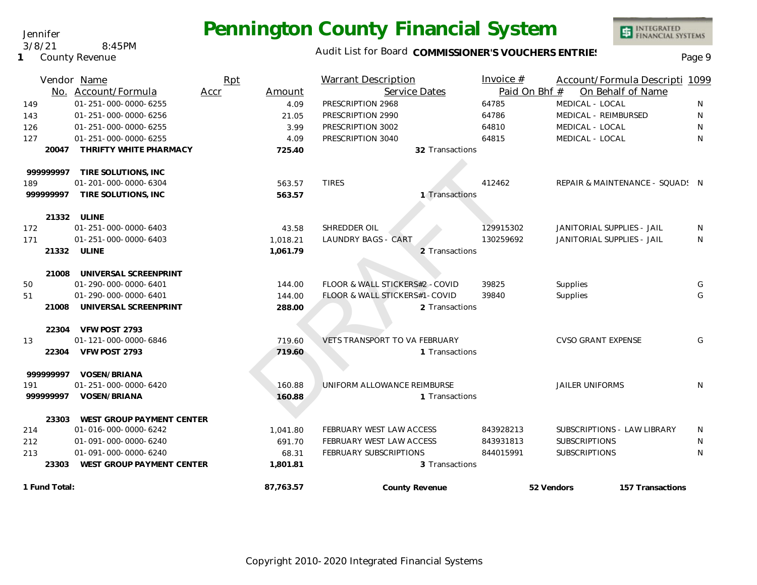# Pennington County Financial System

Jennifer
3/8/21 8:45PM
1 County Revenue

Audit List for Board **COMMISSIONER'S VOUCHERS ENTRIES**

| Vendor No. | Name / Account/Formula | Rpt Accr | Amount | Warrant Description / Service Dates | Invoice # / Paid On Bhf # | Account/Formula Description / On Behalf of Name | 1099 |
|---|---|---|---|---|---|---|---|
| 149 | 01-251-000-0000-6255 | | 4.09 | PRESCRIPTION 2968 | 64785 | MEDICAL - LOCAL | N |
| 143 | 01-251-000-0000-6256 | | 21.05 | PRESCRIPTION 2990 | 64786 | MEDICAL - REIMBURSED | N |
| 126 | 01-251-000-0000-6255 | | 3.99 | PRESCRIPTION 3002 | 64810 | MEDICAL - LOCAL | N |
| 127 | 01-251-000-0000-6255 | | 4.09 | PRESCRIPTION 3040 | 64815 | MEDICAL - LOCAL | N |
| **20047** | **THRIFTY WHITE PHARMACY** | | **725.40** | **32** Transactions | | | |
| **999999997** | **TIRE SOLUTIONS, INC** | | | | | | |
| 189 | 01-201-000-0000-6304 | | 563.57 | TIRES | 412462 | REPAIR & MAINTENANCE - SQUADS | N |
| **999999997** | **TIRE SOLUTIONS, INC** | | **563.57** | **1** Transactions | | | |
| **21332** | **ULINE** | | | | | | |
| 172 | 01-251-000-0000-6403 | | 43.58 | SHREDDER OIL | 129915302 | JANITORIAL SUPPLIES - JAIL | N |
| 171 | 01-251-000-0000-6403 | | 1,018.21 | LAUNDRY BAGS - CART | 130259692 | JANITORIAL SUPPLIES - JAIL | N |
| **21332** | **ULINE** | | **1,061.79** | **2** Transactions | | | |
| **21008** | **UNIVERSAL SCREENPRINT** | | | | | | |
| 50 | 01-290-000-0000-6401 | | 144.00 | FLOOR & WALL STICKERS#2 - COVID | 39825 | Supplies | G |
| 51 | 01-290-000-0000-6401 | | 144.00 | FLOOR & WALL STICKERS#1- COVID | 39840 | Supplies | G |
| **21008** | **UNIVERSAL SCREENPRINT** | | **288.00** | **2** Transactions | | | |
| **22304** | **VFW POST 2793** | | | | | | |
| 13 | 01-121-000-0000-6846 | | 719.60 | VETS TRANSPORT TO VA FEBRUARY | | CVSO GRANT EXPENSE | G |
| **22304** | **VFW POST 2793** | | **719.60** | **1** Transactions | | | |
| **999999997** | **VOSEN/BRIANA** | | | | | | |
| 191 | 01-251-000-0000-6420 | | 160.88 | UNIFORM ALLOWANCE REIMBURSE | | JAILER UNIFORMS | N |
| **999999997** | **VOSEN/BRIANA** | | **160.88** | **1** Transactions | | | |
| **23303** | **WEST GROUP PAYMENT CENTER** | | | | | | |
| 214 | 01-016-000-0000-6242 | | 1,041.80 | FEBRUARY WEST LAW ACCESS | 843928213 | SUBSCRIPTIONS - LAW LIBRARY | N |
| 212 | 01-091-000-0000-6240 | | 691.70 | FEBRUARY WEST LAW ACCESS | 843931813 | SUBSCRIPTIONS | N |
| 213 | 01-091-000-0000-6240 | | 68.31 | FEBRUARY SUBSCRIPTIONS | 844015991 | SUBSCRIPTIONS | N |
| **23303** | **WEST GROUP PAYMENT CENTER** | | **1,801.81** | **3** Transactions | | | |
| **1 Fund Total:** | | | **87,763.57** | **County Revenue** | **52 Vendors** | **157 Transactions** | |

DRAFT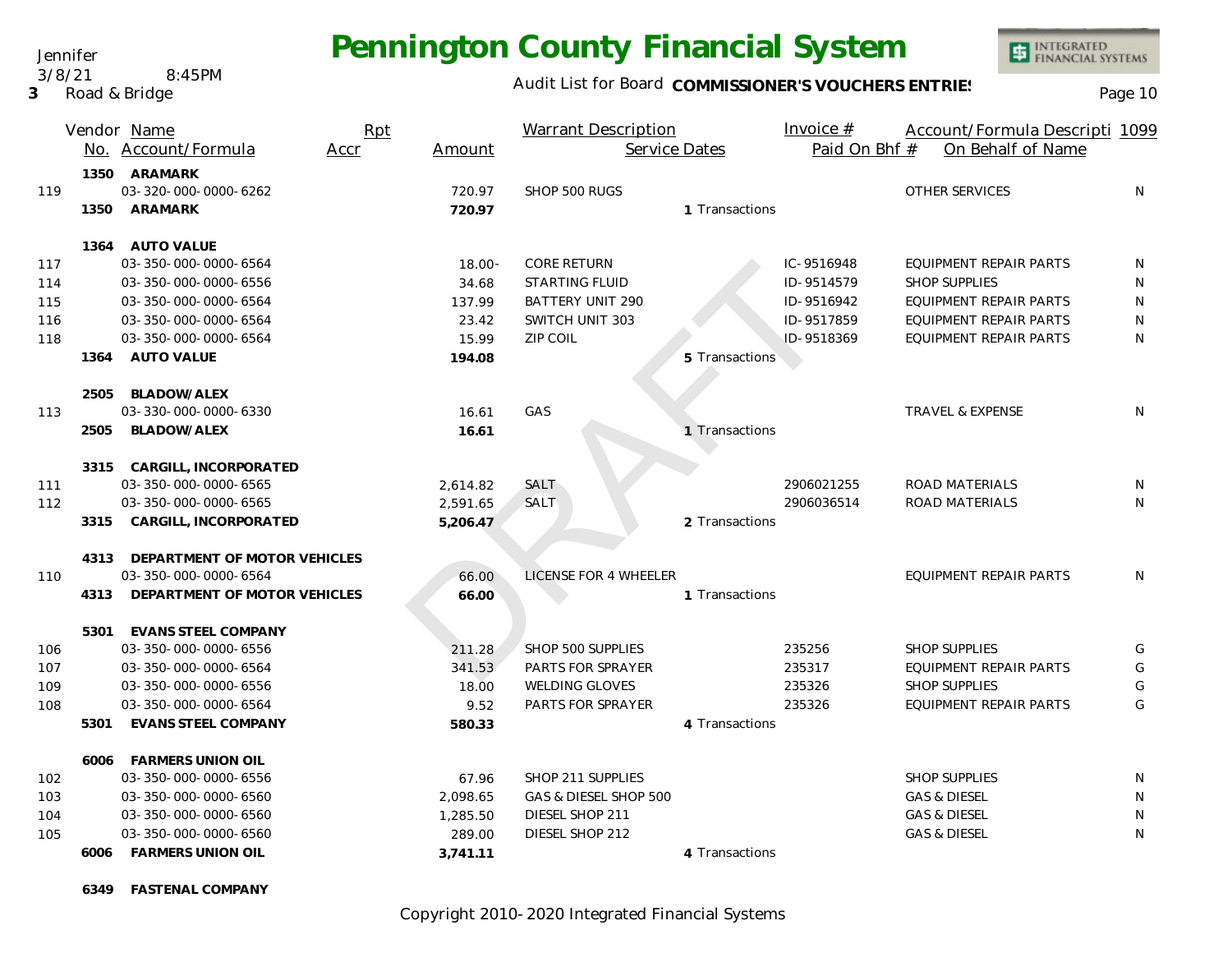# Pennington County Financial System

Jennifer
3/8/21 8:45PM
3 Road & Bridge

Audit List for Board **COMMISSIONER'S VOUCHERS ENTRIES**

| | Vendor No. | Name / Account/Formula | Rpt Accr | Amount | Warrant Description | Service Dates | Invoice # / Paid On Bhf # | Account/Formula Descripti / On Behalf of Name | 1099 |
|---|---|---|---|---|---|---|---|---|---|
| | **1350** | **ARAMARK** | | | | | | | |
| 119 | | 03-320-000-0000-6262 | | 720.97 | SHOP 500 RUGS | | | OTHER SERVICES | N |
| | **1350** | **ARAMARK** | | **720.97** | | 1 Transactions | | | |
| | **1364** | **AUTO VALUE** | | | | | | | |
| 117 | | 03-350-000-0000-6564 | | 18.00- | CORE RETURN | | IC-9516948 | EQUIPMENT REPAIR PARTS | N |
| 114 | | 03-350-000-0000-6556 | | 34.68 | STARTING FLUID | | ID-9514579 | SHOP SUPPLIES | N |
| 115 | | 03-350-000-0000-6564 | | 137.99 | BATTERY UNIT 290 | | ID-9516942 | EQUIPMENT REPAIR PARTS | N |
| 116 | | 03-350-000-0000-6564 | | 23.42 | SWITCH UNIT 303 | | ID-9517859 | EQUIPMENT REPAIR PARTS | N |
| 118 | | 03-350-000-0000-6564 | | 15.99 | ZIP COIL | | ID-9518369 | EQUIPMENT REPAIR PARTS | N |
| | **1364** | **AUTO VALUE** | | **194.08** | | 5 Transactions | | | |
| | **2505** | **BLADOW/ALEX** | | | | | | | |
| 113 | | 03-330-000-0000-6330 | | 16.61 | GAS | | | TRAVEL & EXPENSE | N |
| | **2505** | **BLADOW/ALEX** | | **16.61** | | 1 Transactions | | | |
| | **3315** | **CARGILL, INCORPORATED** | | | | | | | |
| 111 | | 03-350-000-0000-6565 | | 2,614.82 | SALT | | 2906021255 | ROAD MATERIALS | N |
| 112 | | 03-350-000-0000-6565 | | 2,591.65 | SALT | | 2906036514 | ROAD MATERIALS | N |
| | **3315** | **CARGILL, INCORPORATED** | | **5,206.47** | | 2 Transactions | | | |
| | **4313** | **DEPARTMENT OF MOTOR VEHICLES** | | | | | | | |
| 110 | | 03-350-000-0000-6564 | | 66.00 | LICENSE FOR 4 WHEELER | | | EQUIPMENT REPAIR PARTS | N |
| | **4313** | **DEPARTMENT OF MOTOR VEHICLES** | | **66.00** | | 1 Transactions | | | |
| | **5301** | **EVANS STEEL COMPANY** | | | | | | | |
| 106 | | 03-350-000-0000-6556 | | 211.28 | SHOP 500 SUPPLIES | | 235256 | SHOP SUPPLIES | G |
| 107 | | 03-350-000-0000-6564 | | 341.53 | PARTS FOR SPRAYER | | 235317 | EQUIPMENT REPAIR PARTS | G |
| 109 | | 03-350-000-0000-6556 | | 18.00 | WELDING GLOVES | | 235326 | SHOP SUPPLIES | G |
| 108 | | 03-350-000-0000-6564 | | 9.52 | PARTS FOR SPRAYER | | 235326 | EQUIPMENT REPAIR PARTS | G |
| | **5301** | **EVANS STEEL COMPANY** | | **580.33** | | 4 Transactions | | | |
| | **6006** | **FARMERS UNION OIL** | | | | | | | |
| 102 | | 03-350-000-0000-6556 | | 67.96 | SHOP 211 SUPPLIES | | | SHOP SUPPLIES | N |
| 103 | | 03-350-000-0000-6560 | | 2,098.65 | GAS & DIESEL SHOP 500 | | | GAS & DIESEL | N |
| 104 | | 03-350-000-0000-6560 | | 1,285.50 | DIESEL SHOP 211 | | | GAS & DIESEL | N |
| 105 | | 03-350-000-0000-6560 | | 289.00 | DIESEL SHOP 212 | | | GAS & DIESEL | N |
| | **6006** | **FARMERS UNION OIL** | | **3,741.11** | | 4 Transactions | | | |
| | **6349** | **FASTENAL COMPANY** | | | | | | | |

Copyright 2010-2020 Integrated Financial Systems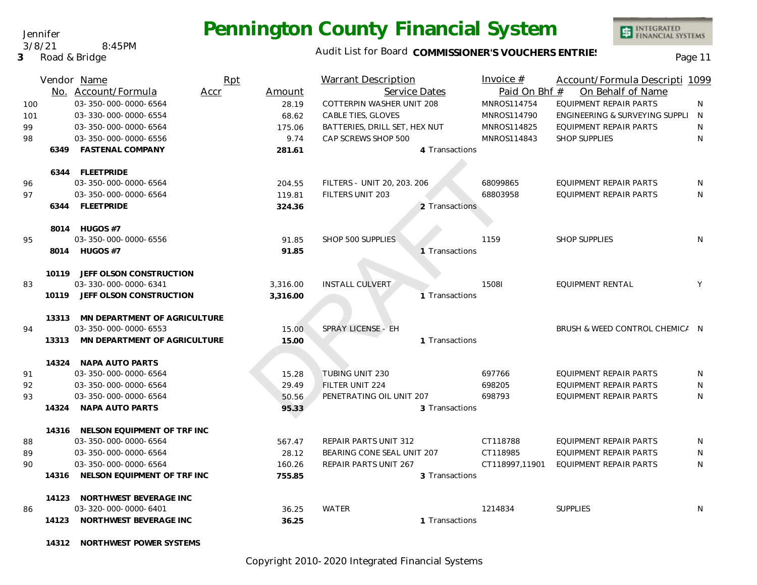Jennifer
3/8/21 8:45PM
3 Road & Bridge

# Pennington County Financial System

Audit List for Board **COMMISSIONER'S VOUCHERS ENTRIES**

| | Vendor No. | Name / Account/Formula | Rpt Accr | Amount | Warrant Description / Service Dates | Invoice # / Paid On Bhf # | Account/Formula Descripti / On Behalf of Name | 1099 |
|---|---|---|---|---|---|---|---|---|
| 100 | | 03-350-000-0000-6564 | | 28.19 | COTTERPIN WASHER UNIT 208 | MNROS114754 | EQUIPMENT REPAIR PARTS | N |
| 101 | | 03-330-000-0000-6554 | | 68.62 | CABLE TIES, GLOVES | MNROS114790 | ENGINEERING & SURVEYING SUPPLI | N |
| 99 | | 03-350-000-0000-6564 | | 175.06 | BATTERIES, DRILL SET, HEX NUT | MNROS114825 | EQUIPMENT REPAIR PARTS | N |
| 98 | | 03-350-000-0000-6556 | | 9.74 | CAP SCREWS SHOP 500 | MNROS114843 | SHOP SUPPLIES | N |
| | **6349** | **FASTENAL COMPANY** | | **281.61** | 4 Transactions | | | |
| | **6344** | **FLEETPRIDE** | | | | | | |
| 96 | | 03-350-000-0000-6564 | | 204.55 | FILTERS - UNIT 20, 203. 206 | 68099865 | EQUIPMENT REPAIR PARTS | N |
| 97 | | 03-350-000-0000-6564 | | 119.81 | FILTERS UNIT 203 | 68803958 | EQUIPMENT REPAIR PARTS | N |
| | **6344** | **FLEETPRIDE** | | **324.36** | 2 Transactions | | | |
| | **8014** | **HUGOS #7** | | | | | | |
| 95 | | 03-350-000-0000-6556 | | 91.85 | SHOP 500 SUPPLIES | 1159 | SHOP SUPPLIES | N |
| | **8014** | **HUGOS #7** | | **91.85** | 1 Transactions | | | |
| | **10119** | **JEFF OLSON CONSTRUCTION** | | | | | | |
| 83 | | 03-330-000-0000-6341 | | 3,316.00 | INSTALL CULVERT | 1508I | EQUIPMENT RENTAL | Y |
| | **10119** | **JEFF OLSON CONSTRUCTION** | | **3,316.00** | 1 Transactions | | | |
| | **13313** | **MN DEPARTMENT OF AGRICULTURE** | | | | | | |
| 94 | | 03-350-000-0000-6553 | | 15.00 | SPRAY LICENSE - EH | | BRUSH & WEED CONTROL CHEMICA | N |
| | **13313** | **MN DEPARTMENT OF AGRICULTURE** | | **15.00** | 1 Transactions | | | |
| | **14324** | **NAPA AUTO PARTS** | | | | | | |
| 91 | | 03-350-000-0000-6564 | | 15.28 | TUBING UNIT 230 | 697766 | EQUIPMENT REPAIR PARTS | N |
| 92 | | 03-350-000-0000-6564 | | 29.49 | FILTER UNIT 224 | 698205 | EQUIPMENT REPAIR PARTS | N |
| 93 | | 03-350-000-0000-6564 | | 50.56 | PENETRATING OIL UNIT 207 | 698793 | EQUIPMENT REPAIR PARTS | N |
| | **14324** | **NAPA AUTO PARTS** | | **95.33** | 3 Transactions | | | |
| | **14316** | **NELSON EQUIPMENT OF TRF INC** | | | | | | |
| 88 | | 03-350-000-0000-6564 | | 567.47 | REPAIR PARTS UNIT 312 | CT118788 | EQUIPMENT REPAIR PARTS | N |
| 89 | | 03-350-000-0000-6564 | | 28.12 | BEARING CONE SEAL UNIT 207 | CT118985 | EQUIPMENT REPAIR PARTS | N |
| 90 | | 03-350-000-0000-6564 | | 160.26 | REPAIR PARTS UNIT 267 | CT118997,11901 | EQUIPMENT REPAIR PARTS | N |
| | **14316** | **NELSON EQUIPMENT OF TRF INC** | | **755.85** | 3 Transactions | | | |
| | **14123** | **NORTHWEST BEVERAGE INC** | | | | | | |
| 86 | | 03-320-000-0000-6401 | | 36.25 | WATER | 1214834 | SUPPLIES | N |
| | **14123** | **NORTHWEST BEVERAGE INC** | | **36.25** | 1 Transactions | | | |
| | **14312** | **NORTHWEST POWER SYSTEMS** | | | | | | |

DRAFT

Copyright 2010-2020 Integrated Financial Systems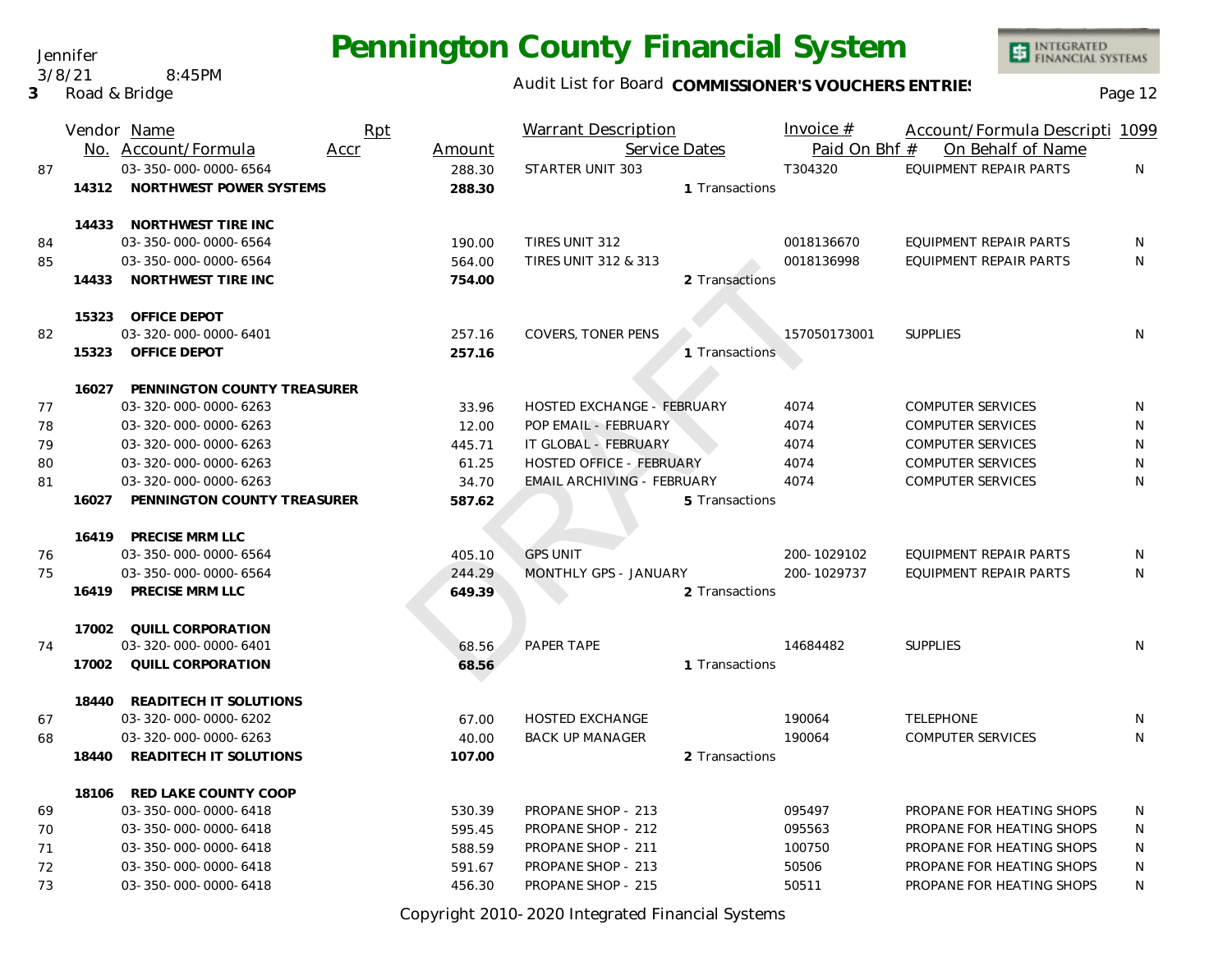# Pennington County Financial System

Audit List for Board **COMMISSIONER'S VOUCHERS ENTRIES**

3 Road & Bridge

| | Vendor No. | Name / Account/Formula | Rpt Accr | Amount | Warrant Description | Service Dates | Invoice # / Paid On Bhf # | Account/Formula Description / On Behalf of Name | 1099 |
|---|---|---|---|---|---|---|---|---|---|
| 87 | | 03-350-000-0000-6564 | | 288.30 | STARTER UNIT 303 | | T304320 | EQUIPMENT REPAIR PARTS | N |
| | 14312 | **NORTHWEST POWER SYSTEMS** | | **288.30** | | 1 Transactions | | | |
| | 14433 | **NORTHWEST TIRE INC** | | | | | | | |
| 84 | | 03-350-000-0000-6564 | | 190.00 | TIRES UNIT 312 | | 0018136670 | EQUIPMENT REPAIR PARTS | N |
| 85 | | 03-350-000-0000-6564 | | 564.00 | TIRES UNIT 312 & 313 | | 0018136998 | EQUIPMENT REPAIR PARTS | N |
| | 14433 | **NORTHWEST TIRE INC** | | **754.00** | | 2 Transactions | | | |
| | 15323 | **OFFICE DEPOT** | | | | | | | |
| 82 | | 03-320-000-0000-6401 | | 257.16 | COVERS, TONER PENS | | 157050173001 | SUPPLIES | N |
| | 15323 | **OFFICE DEPOT** | | **257.16** | | 1 Transactions | | | |
| | 16027 | **PENNINGTON COUNTY TREASURER** | | | | | | | |
| 77 | | 03-320-000-0000-6263 | | 33.96 | HOSTED EXCHANGE - FEBRUARY | | 4074 | COMPUTER SERVICES | N |
| 78 | | 03-320-000-0000-6263 | | 12.00 | POP EMAIL - FEBRUARY | | 4074 | COMPUTER SERVICES | N |
| 79 | | 03-320-000-0000-6263 | | 445.71 | IT GLOBAL - FEBRUARY | | 4074 | COMPUTER SERVICES | N |
| 80 | | 03-320-000-0000-6263 | | 61.25 | HOSTED OFFICE - FEBRUARY | | 4074 | COMPUTER SERVICES | N |
| 81 | | 03-320-000-0000-6263 | | 34.70 | EMAIL ARCHIVING - FEBRUARY | | 4074 | COMPUTER SERVICES | N |
| | 16027 | **PENNINGTON COUNTY TREASURER** | | **587.62** | | 5 Transactions | | | |
| | 16419 | **PRECISE MRM LLC** | | | | | | | |
| 76 | | 03-350-000-0000-6564 | | 405.10 | GPS UNIT | | 200-1029102 | EQUIPMENT REPAIR PARTS | N |
| 75 | | 03-350-000-0000-6564 | | 244.29 | MONTHLY GPS - JANUARY | | 200-1029737 | EQUIPMENT REPAIR PARTS | N |
| | 16419 | **PRECISE MRM LLC** | | **649.39** | | 2 Transactions | | | |
| | 17002 | **QUILL CORPORATION** | | | | | | | |
| 74 | | 03-320-000-0000-6401 | | 68.56 | PAPER TAPE | | 14684482 | SUPPLIES | N |
| | 17002 | **QUILL CORPORATION** | | **68.56** | | 1 Transactions | | | |
| | 18440 | **READITECH IT SOLUTIONS** | | | | | | | |
| 67 | | 03-320-000-0000-6202 | | 67.00 | HOSTED EXCHANGE | | 190064 | TELEPHONE | N |
| 68 | | 03-320-000-0000-6263 | | 40.00 | BACK UP MANAGER | | 190064 | COMPUTER SERVICES | N |
| | 18440 | **READITECH IT SOLUTIONS** | | **107.00** | | 2 Transactions | | | |
| | 18106 | **RED LAKE COUNTY COOP** | | | | | | | |
| 69 | | 03-350-000-0000-6418 | | 530.39 | PROPANE SHOP - 213 | | 095497 | PROPANE FOR HEATING SHOPS | N |
| 70 | | 03-350-000-0000-6418 | | 595.45 | PROPANE SHOP - 212 | | 095563 | PROPANE FOR HEATING SHOPS | N |
| 71 | | 03-350-000-0000-6418 | | 588.59 | PROPANE SHOP - 211 | | 100750 | PROPANE FOR HEATING SHOPS | N |
| 72 | | 03-350-000-0000-6418 | | 591.67 | PROPANE SHOP - 213 | | 50506 | PROPANE FOR HEATING SHOPS | N |
| 73 | | 03-350-000-0000-6418 | | 456.30 | PROPANE SHOP - 215 | | 50511 | PROPANE FOR HEATING SHOPS | N |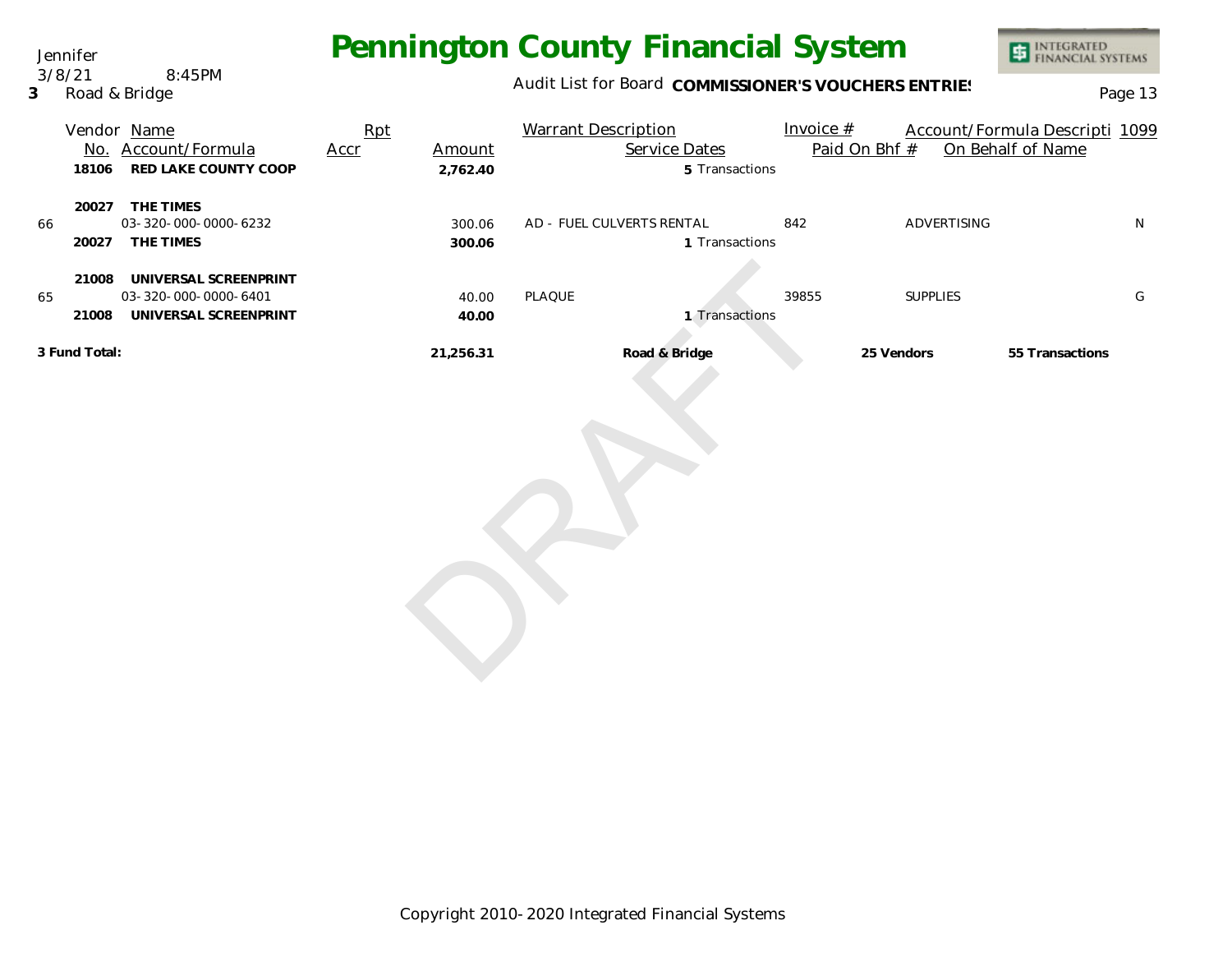# Pennington County Financial System

Jennifer
3/8/21 8:45PM
**3** Road & Bridge

Audit List for Board **COMMISSIONER'S VOUCHERS ENTRIES**

| | Vendor No. | Name / Account/Formula | Rpt Accr | Amount | Warrant Description / Service Dates | Invoice # / Paid On Bhf # | Account/Formula Descripti / On Behalf of Name | 1099 |
|---|---|---|---|---|---|---|---|---|
| | 18106 | **RED LAKE COUNTY COOP** | | **2,762.40** | 5 Transactions | | | |
| | **20027** | **THE TIMES** | | | | | | |
| 66 | | 03-320-000-0000-6232 | | 300.06 | AD - FUEL CULVERTS RENTAL | 842 | ADVERTISING | N |
| | **20027** | **THE TIMES** | | **300.06** | 1 Transactions | | | |
| | **21008** | **UNIVERSAL SCREENPRINT** | | | | | | |
| 65 | | 03-320-000-0000-6401 | | 40.00 | PLAQUE | 39855 | SUPPLIES | G |
| | **21008** | **UNIVERSAL SCREENPRINT** | | **40.00** | 1 Transactions | | | |
| **3 Fund Total:** | | | | **21,256.31** | **Road & Bridge** | **25 Vendors** | **55 Transactions** | |

DRAFT

Copyright 2010-2020 Integrated Financial Systems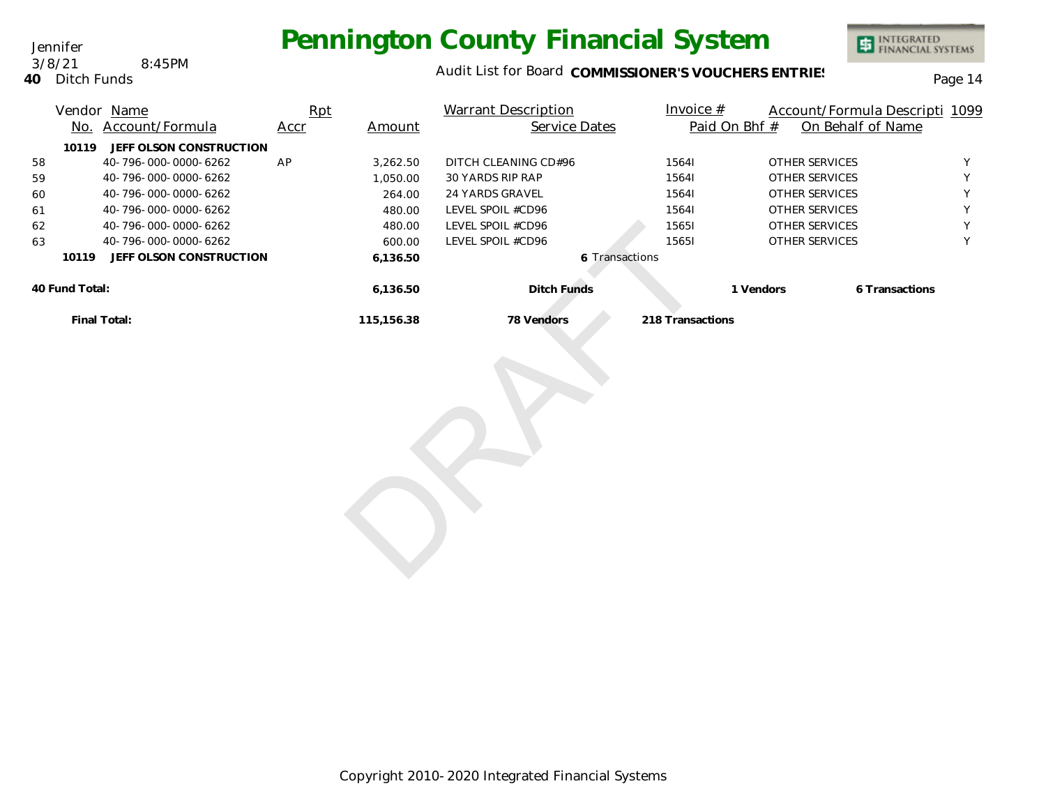Jennifer
3/8/21 8:45PM
**40** Ditch Funds

# Pennington County Financial System

Audit List for Board **COMMISSIONER'S VOUCHERS ENTRIES**

| | Vendor No. | Name / Account/Formula | Rpt Accr | Amount | Warrant Description / Service Dates | Invoice # / Paid On Bhf # | Account/Formula Description / On Behalf of Name | 1099 |
|---|---|---|---|---|---|---|---|---|
| | **10119** | **JEFF OLSON CONSTRUCTION** | | | | | | |
| 58 | | 40-796-000-0000-6262 | AP | 3,262.50 | DITCH CLEANING CD#96 | 1564I | OTHER SERVICES | Y |
| 59 | | 40-796-000-0000-6262 | | 1,050.00 | 30 YARDS RIP RAP | 1564I | OTHER SERVICES | Y |
| 60 | | 40-796-000-0000-6262 | | 264.00 | 24 YARDS GRAVEL | 1564I | OTHER SERVICES | Y |
| 61 | | 40-796-000-0000-6262 | | 480.00 | LEVEL SPOIL #CD96 | 1564I | OTHER SERVICES | Y |
| 62 | | 40-796-000-0000-6262 | | 480.00 | LEVEL SPOIL #CD96 | 1565I | OTHER SERVICES | Y |
| 63 | | 40-796-000-0000-6262 | | 600.00 | LEVEL SPOIL #CD96 | 1565I | OTHER SERVICES | Y |
| | **10119** | **JEFF OLSON CONSTRUCTION** | | **6,136.50** | **6** Transactions | | | |
| **40 Fund Total:** | | | | **6,136.50** | **Ditch Funds** | **1 Vendors** | **6 Transactions** | |
| | **Final Total:** | | | **115,156.38** | **78 Vendors** | **218 Transactions** | | |

DRAFT

Copyright 2010-2020 Integrated Financial Systems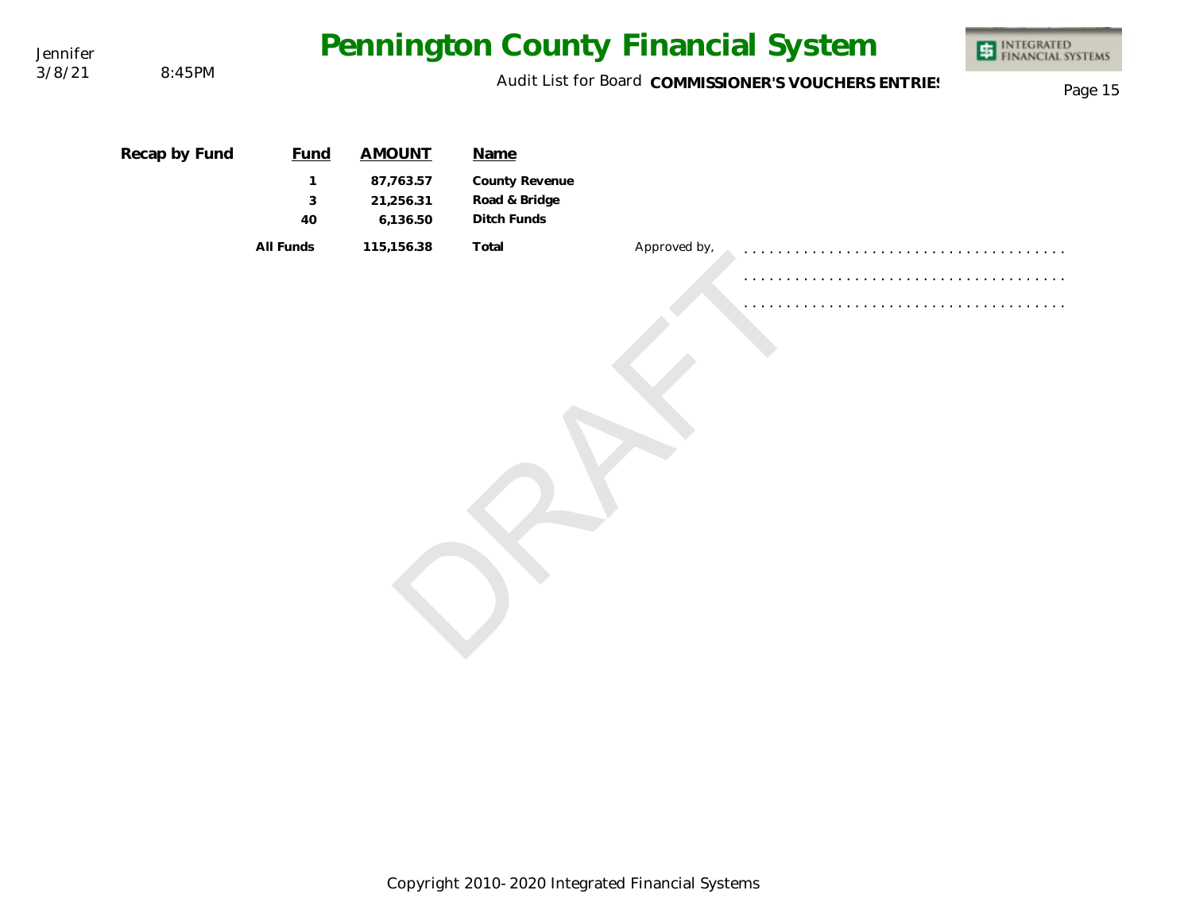**Recap by Fund**

| Fund | AMOUNT | Name |
| --- | --- | --- |
| 1 | 87,763.57 | County Revenue |
| 3 | 21,256.31 | Road & Bridge |
| 40 | 6,136.50 | Ditch Funds |
| All Funds | 115,156.38 | Total |

Approved by,

. . . . . . . . . . . . . . . . . . . . . . . . . . . . . . . . . . . . .

. . . . . . . . . . . . . . . . . . . . . . . . . . . . . . . . . . . . .

. . . . . . . . . . . . . . . . . . . . . . . . . . . . . . . . . . . . .

DRAFT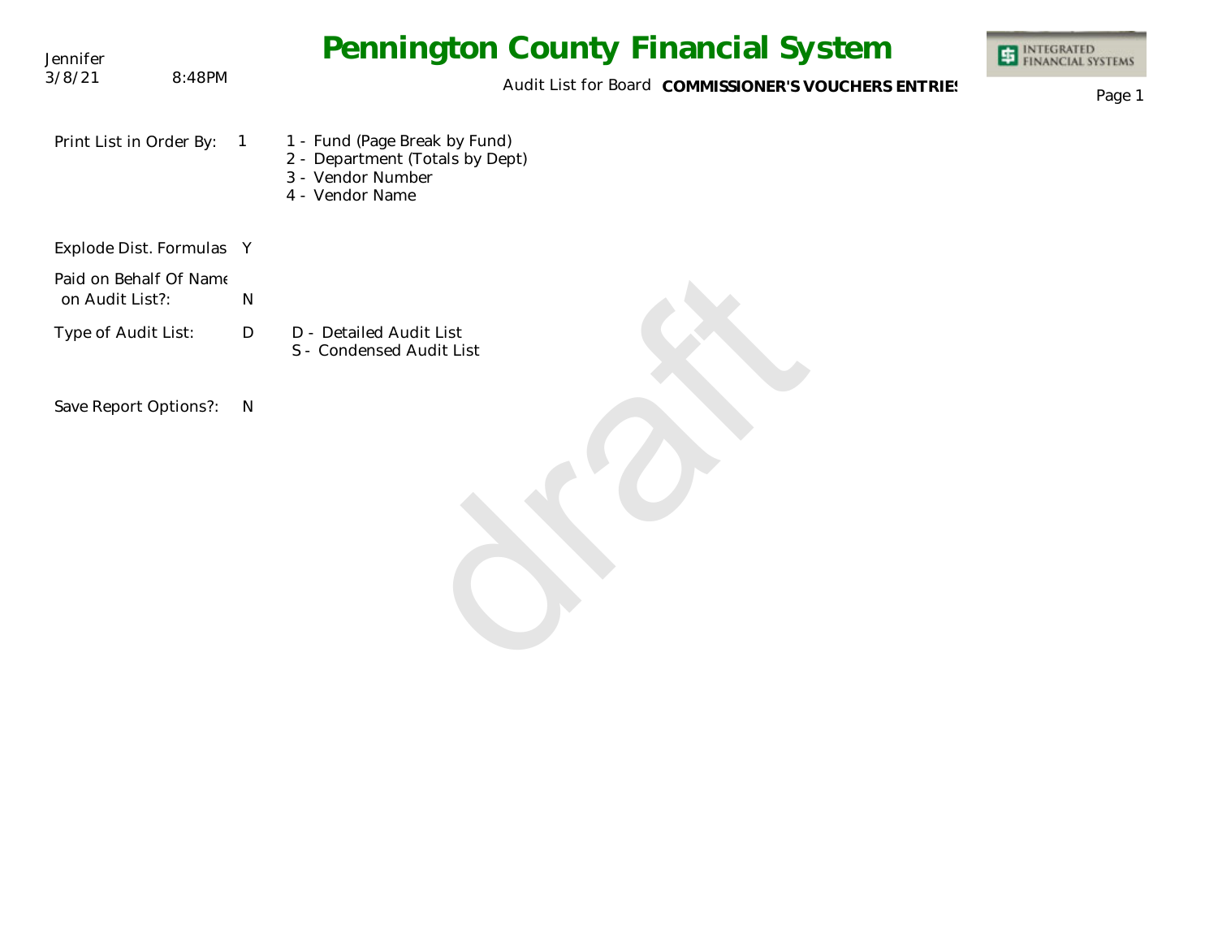Jennifer
3/8/21 8:48PM

# Pennington County Financial System

Audit List for Board **COMMISSIONER'S VOUCHERS ENTRIES**

Print List in Order By: 1

1 - Fund (Page Break by Fund)
2 - Department (Totals by Dept)
3 - Vendor Number
4 - Vendor Name

Explode Dist. Formulas Y

Paid on Behalf Of Name on Audit List?: N

Type of Audit List: D

D - Detailed Audit List
S - Condensed Audit List

Save Report Options?: N

draft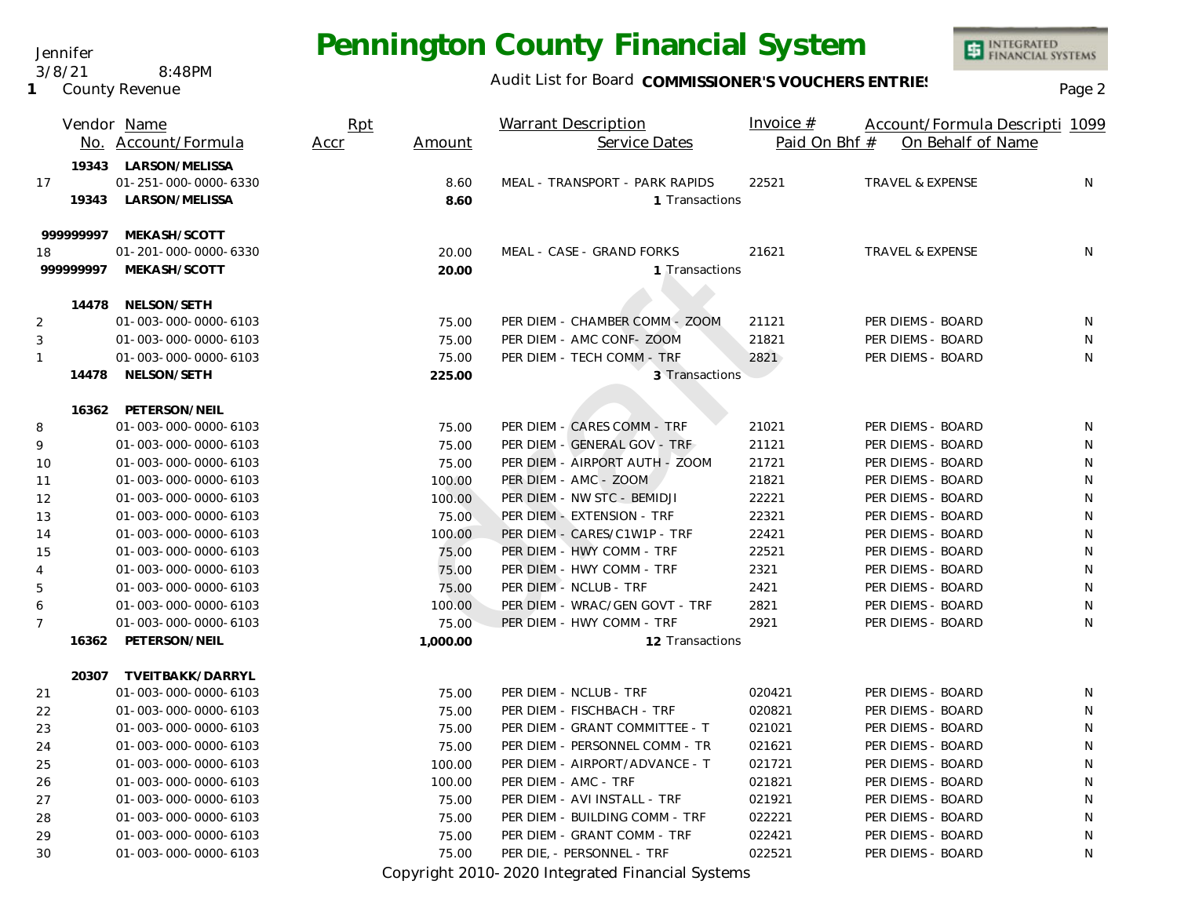# Pennington County Financial System

Jennifer
3/8/21 8:48PM
1 County Revenue

Audit List for Board **COMMISSIONER'S VOUCHERS ENTRIES**

| | Vendor No. | Name / Account/Formula | Rpt Accr | Amount | Warrant Description / Service Dates | Invoice # / Paid On Bhf # | Account/Formula Descripti / On Behalf of Name | 1099 |
|---|---|---|---|---|---|---|---|---|
| | 19343 | **LARSON/MELISSA** | | | | | | |
| 17 | | 01-251-000-0000-6330 | | 8.60 | MEAL - TRANSPORT - PARK RAPIDS | 22521 | TRAVEL & EXPENSE | N |
| | 19343 | **LARSON/MELISSA** | | **8.60** | 1 Transactions | | | |
| | 999999997 | **MEKASH/SCOTT** | | | | | | |
| 18 | | 01-201-000-0000-6330 | | 20.00 | MEAL - CASE - GRAND FORKS | 21621 | TRAVEL & EXPENSE | N |
| | 999999997 | **MEKASH/SCOTT** | | **20.00** | 1 Transactions | | | |
| | 14478 | **NELSON/SETH** | | | | | | |
| 2 | | 01-003-000-0000-6103 | | 75.00 | PER DIEM - CHAMBER COMM - ZOOM | 21121 | PER DIEMS - BOARD | N |
| 3 | | 01-003-000-0000-6103 | | 75.00 | PER DIEM - AMC CONF- ZOOM | 21821 | PER DIEMS - BOARD | N |
| 1 | | 01-003-000-0000-6103 | | 75.00 | PER DIEM - TECH COMM - TRF | 2821 | PER DIEMS - BOARD | N |
| | 14478 | **NELSON/SETH** | | **225.00** | 3 Transactions | | | |
| | 16362 | **PETERSON/NEIL** | | | | | | |
| 8 | | 01-003-000-0000-6103 | | 75.00 | PER DIEM - CARES COMM - TRF | 21021 | PER DIEMS - BOARD | N |
| 9 | | 01-003-000-0000-6103 | | 75.00 | PER DIEM - GENERAL GOV - TRF | 21121 | PER DIEMS - BOARD | N |
| 10 | | 01-003-000-0000-6103 | | 75.00 | PER DIEM - AIRPORT AUTH - ZOOM | 21721 | PER DIEMS - BOARD | N |
| 11 | | 01-003-000-0000-6103 | | 100.00 | PER DIEM - AMC - ZOOM | 21821 | PER DIEMS - BOARD | N |
| 12 | | 01-003-000-0000-6103 | | 100.00 | PER DIEM - NW STC - BEMIDJI | 22221 | PER DIEMS - BOARD | N |
| 13 | | 01-003-000-0000-6103 | | 75.00 | PER DIEM - EXTENSION - TRF | 22321 | PER DIEMS - BOARD | N |
| 14 | | 01-003-000-0000-6103 | | 100.00 | PER DIEM - CARES/C1W1P - TRF | 22421 | PER DIEMS - BOARD | N |
| 15 | | 01-003-000-0000-6103 | | 75.00 | PER DIEM - HWY COMM - TRF | 22521 | PER DIEMS - BOARD | N |
| 4 | | 01-003-000-0000-6103 | | 75.00 | PER DIEM - HWY COMM - TRF | 2321 | PER DIEMS - BOARD | N |
| 5 | | 01-003-000-0000-6103 | | 75.00 | PER DIEM - NCLUB - TRF | 2421 | PER DIEMS - BOARD | N |
| 6 | | 01-003-000-0000-6103 | | 100.00 | PER DIEM - WRAC/GEN GOVT - TRF | 2821 | PER DIEMS - BOARD | N |
| 7 | | 01-003-000-0000-6103 | | 75.00 | PER DIEM - HWY COMM - TRF | 2921 | PER DIEMS - BOARD | N |
| | 16362 | **PETERSON/NEIL** | | **1,000.00** | 12 Transactions | | | |
| | 20307 | **TVEITBAKK/DARRYL** | | | | | | |
| 21 | | 01-003-000-0000-6103 | | 75.00 | PER DIEM - NCLUB - TRF | 020421 | PER DIEMS - BOARD | N |
| 22 | | 01-003-000-0000-6103 | | 75.00 | PER DIEM - FISCHBACH - TRF | 020821 | PER DIEMS - BOARD | N |
| 23 | | 01-003-000-0000-6103 | | 75.00 | PER DIEM - GRANT COMMITTEE - T | 021021 | PER DIEMS - BOARD | N |
| 24 | | 01-003-000-0000-6103 | | 75.00 | PER DIEM - PERSONNEL COMM - TR | 021621 | PER DIEMS - BOARD | N |
| 25 | | 01-003-000-0000-6103 | | 100.00 | PER DIEM - AIRPORT/ADVANCE - T | 021721 | PER DIEMS - BOARD | N |
| 26 | | 01-003-000-0000-6103 | | 100.00 | PER DIEM - AMC - TRF | 021821 | PER DIEMS - BOARD | N |
| 27 | | 01-003-000-0000-6103 | | 75.00 | PER DIEM - AVI INSTALL - TRF | 021921 | PER DIEMS - BOARD | N |
| 28 | | 01-003-000-0000-6103 | | 75.00 | PER DIEM - BUILDING COMM - TRF | 022221 | PER DIEMS - BOARD | N |
| 29 | | 01-003-000-0000-6103 | | 75.00 | PER DIEM - GRANT COMM - TRF | 022421 | PER DIEMS - BOARD | N |
| 30 | | 01-003-000-0000-6103 | | 75.00 | PER DIE, - PERSONNEL - TRF | 022521 | PER DIEMS - BOARD | N |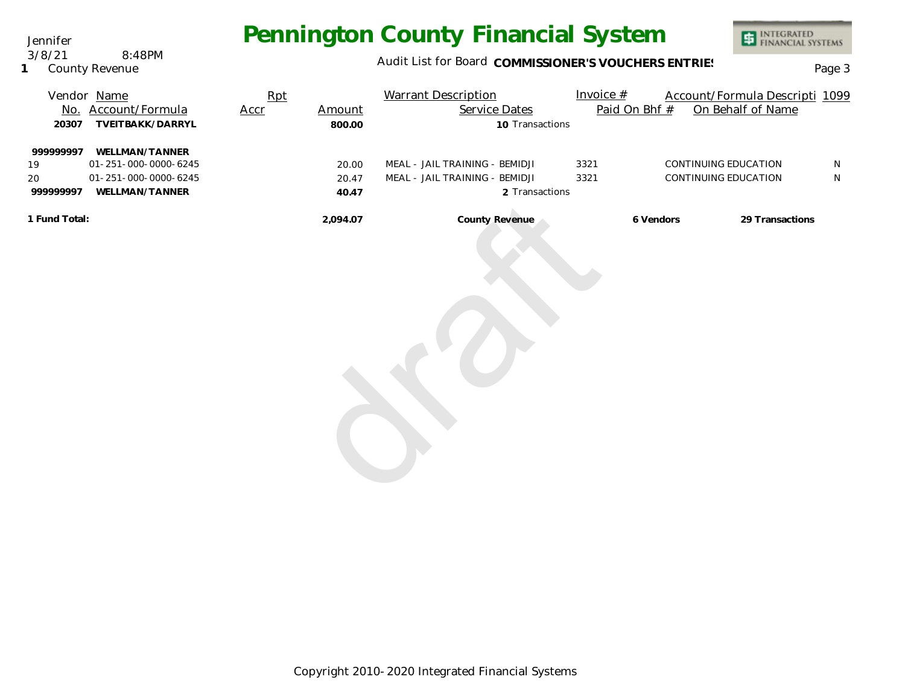# Pennington County Financial System

Jennifer
3/8/21 8:48PM
1 County Revenue

Audit List for Board **COMMISSIONER'S VOUCHERS ENTRIES**

| Vendor No. | Name / Account/Formula | Rpt Accr | Amount | Warrant Description / Service Dates | Invoice # / Paid On Bhf # | Account/Formula Descripti / On Behalf of Name | 1099 |
|---|---|---|---|---|---|---|---|
| **20307** | **TVEITBAKK/DARRYL** | | **800.00** | **10** Transactions | | | |
| **999999997** | **WELLMAN/TANNER** | | | | | | |
| 19 | 01-251-000-0000-6245 | | 20.00 | MEAL - JAIL TRAINING - BEMIDJI | 3321 | CONTINUING EDUCATION | N |
| 20 | 01-251-000-0000-6245 | | 20.47 | MEAL - JAIL TRAINING - BEMIDJI | 3321 | CONTINUING EDUCATION | N |
| **999999997** | **WELLMAN/TANNER** | | **40.47** | **2** Transactions | | | |
| **1 Fund Total:** | | | **2,094.07** | **County Revenue** | **6 Vendors** | **29 Transactions** | |

Copyright 2010-2020 Integrated Financial Systems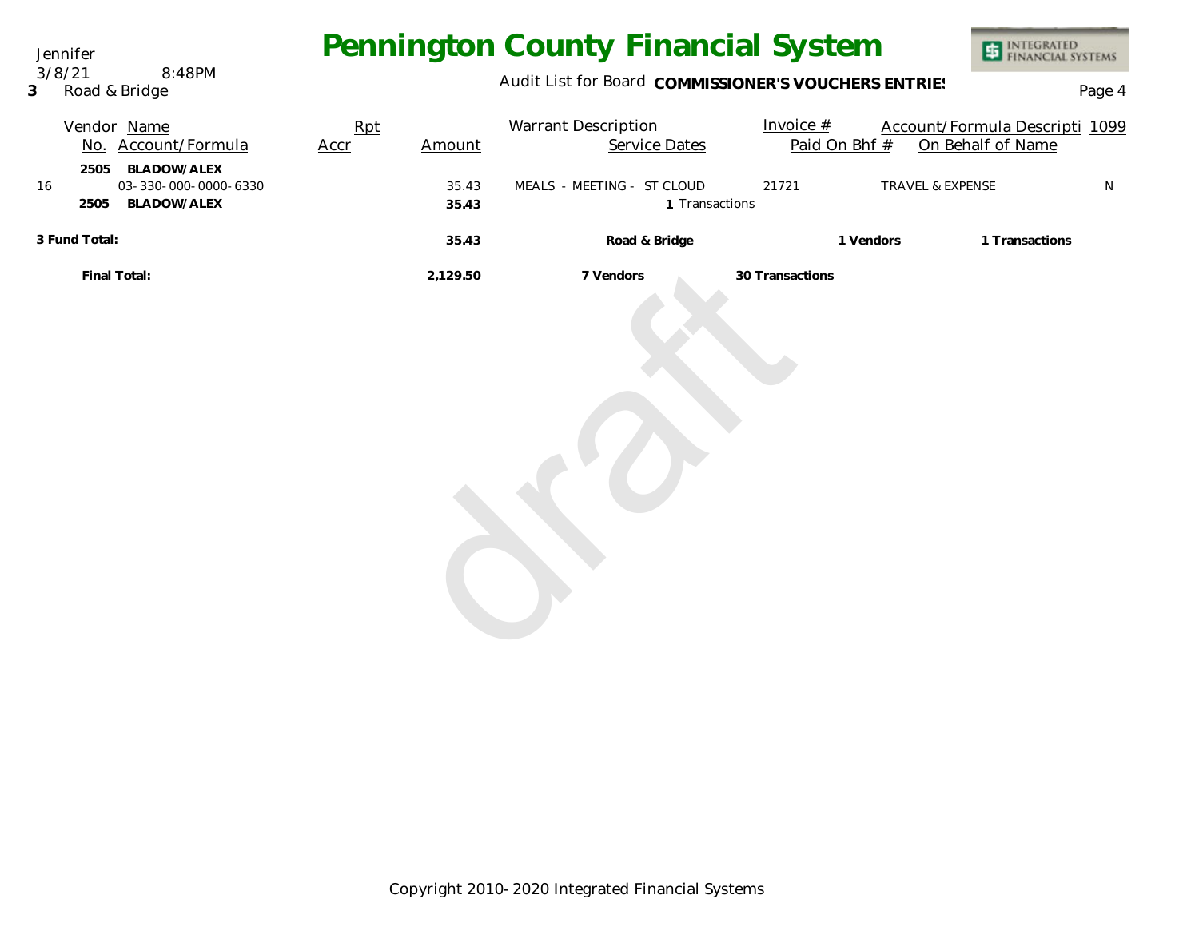Jennifer
3/8/21 8:48PM
**3** Road & Bridge

# Pennington County Financial System

Audit List for Board **COMMISSIONER'S VOUCHERS ENTRIES**

| | Vendor No. | Name / Account/Formula | Rpt Accr | Amount | Warrant Description / Service Dates | Invoice # / Paid On Bhf # | Account/Formula Description / On Behalf of Name | 1099 |
|---|---|---|---|---|---|---|---|---|
| | **2505** | **BLADOW/ALEX** | | | | | | |
| 16 | | 03-330-000-0000-6330 | | 35.43 | MEALS - MEETING - ST CLOUD | 21721 | TRAVEL & EXPENSE | N |
| | **2505** | **BLADOW/ALEX** | | **35.43** | **1** Transactions | | | |
| **3 Fund Total:** | | | | **35.43** | **Road & Bridge** | **1 Vendors** | **1 Transactions** | |
| | | **Final Total:** | | **2,129.50** | **7 Vendors** | **30 Transactions** | | |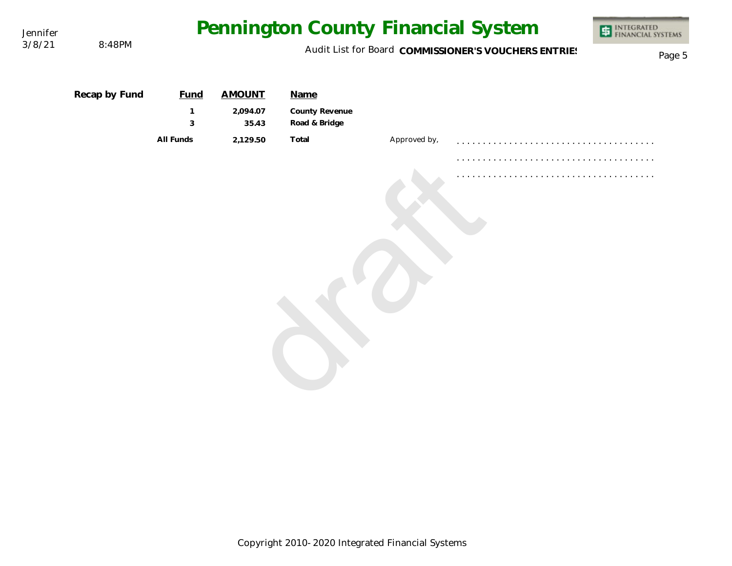# Pennington County Financial System

Audit List for Board **COMMISSIONER'S VOUCHERS ENTRIES**

| Recap by Fund | Fund | AMOUNT | Name |
|---|---|---|---|
| | 1 | 2,094.07 | County Revenue |
| | 3 | 35.43 | Road & Bridge |
| | All Funds | 2,129.50 | Total |

Approved by, ......................................

......................................

......................................

draft